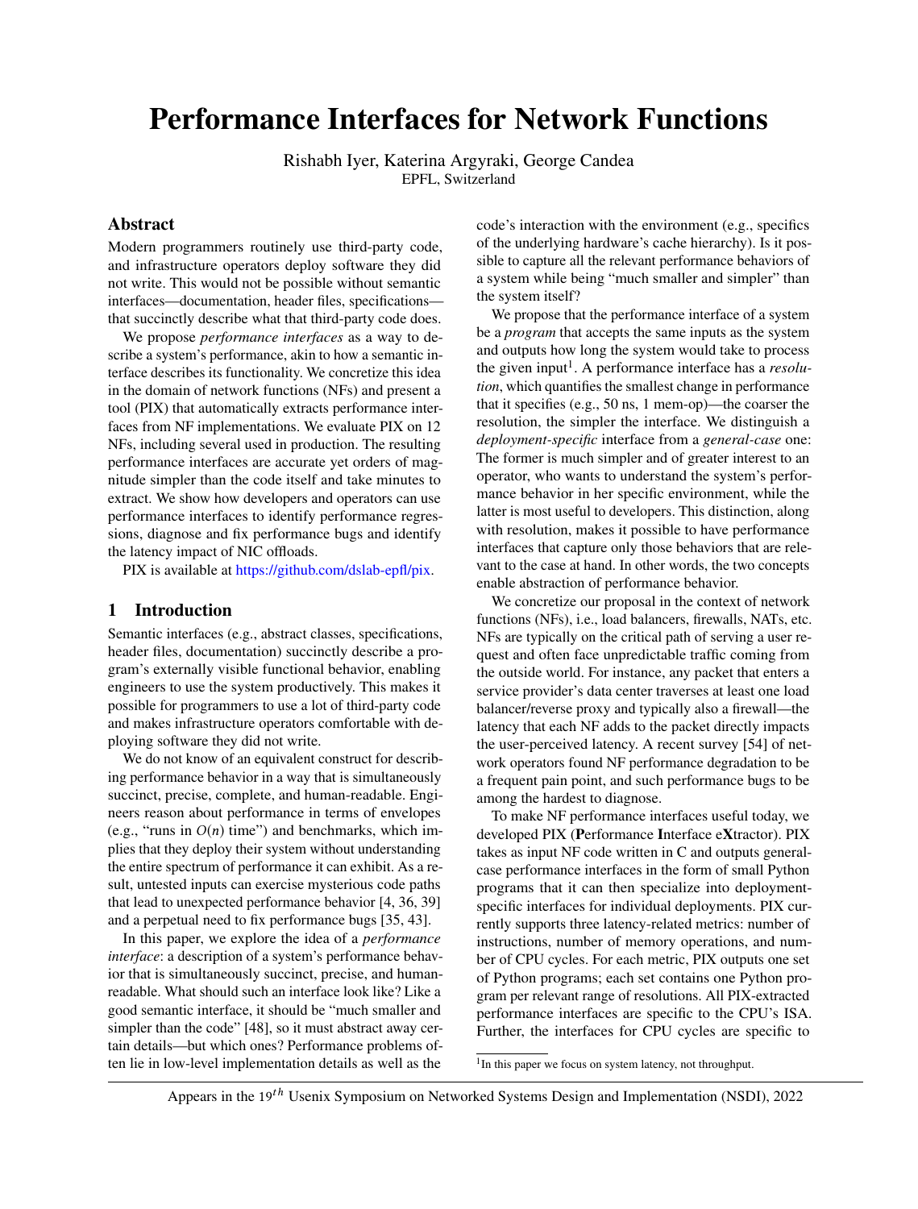# Performance Interfaces for Network Functions

Rishabh Iyer, Katerina Argyraki, George Candea
EPFL, Switzerland

## Abstract

Modern programmers routinely use third-party code, and infrastructure operators deploy software they did not write. This would not be possible without semantic interfaces—documentation, header files, specifications—that succinctly describe what that third-party code does.

We propose *performance interfaces* as a way to describe a system's performance, akin to how a semantic interface describes its functionality. We concretize this idea in the domain of network functions (NFs) and present a tool (PIX) that automatically extracts performance interfaces from NF implementations. We evaluate PIX on 12 NFs, including several used in production. The resulting performance interfaces are accurate yet orders of magnitude simpler than the code itself and take minutes to extract. We show how developers and operators can use performance interfaces to identify performance regressions, diagnose and fix performance bugs and identify the latency impact of NIC offloads.

PIX is available at https://github.com/dslab-epfl/pix.

## 1 Introduction

Semantic interfaces (e.g., abstract classes, specifications, header files, documentation) succinctly describe a program's externally visible functional behavior, enabling engineers to use the system productively. This makes it possible for programmers to use a lot of third-party code and makes infrastructure operators comfortable with deploying software they did not write.

We do not know of an equivalent construct for describing performance behavior in a way that is simultaneously succinct, precise, complete, and human-readable. Engineers reason about performance in terms of envelopes (e.g., "runs in $O(n)$ time") and benchmarks, which implies that they deploy their system without understanding the entire spectrum of performance it can exhibit. As a result, untested inputs can exercise mysterious code paths that lead to unexpected performance behavior [4, 36, 39] and a perpetual need to fix performance bugs [35, 43].

In this paper, we explore the idea of a *performance interface*: a description of a system's performance behavior that is simultaneously succinct, precise, and human-readable. What should such an interface look like? Like a good semantic interface, it should be "much smaller and simpler than the code" [48], so it must abstract away certain details—but which ones? Performance problems often lie in low-level implementation details as well as the code's interaction with the environment (e.g., specifics of the underlying hardware's cache hierarchy). Is it possible to capture all the relevant performance behaviors of a system while being "much smaller and simpler" than the system itself?

We propose that the performance interface of a system be a *program* that accepts the same inputs as the system and outputs how long the system would take to process the given input[1]. A performance interface has a *resolution*, which quantifies the smallest change in performance that it specifies (e.g., 50 ns, 1 mem-op)—the coarser the resolution, the simpler the interface. We distinguish a *deployment-specific* interface from a *general-case* one: The former is much simpler and of greater interest to an operator, who wants to understand the system's performance behavior in her specific environment, while the latter is most useful to developers. This distinction, along with resolution, makes it possible to have performance interfaces that capture only those behaviors that are relevant to the case at hand. In other words, the two concepts enable abstraction of performance behavior.

We concretize our proposal in the context of network functions (NFs), i.e., load balancers, firewalls, NATs, etc. NFs are typically on the critical path of serving a user request and often face unpredictable traffic coming from the outside world. For instance, any packet that enters a service provider's data center traverses at least one load balancer/reverse proxy and typically also a firewall—the latency that each NF adds to the packet directly impacts the user-perceived latency. A recent survey [54] of network operators found NF performance degradation to be a frequent pain point, and such performance bugs to be among the hardest to diagnose.

To make NF performance interfaces useful today, we developed PIX (**P**erformance **I**nterface e**X**tractor). PIX takes as input NF code written in C and outputs general-case performance interfaces in the form of small Python programs that it can then specialize into deployment-specific interfaces for individual deployments. PIX currently supports three latency-related metrics: number of instructions, number of memory operations, and number of CPU cycles. For each metric, PIX outputs one set of Python programs; each set contains one Python program per relevant range of resolutions. All PIX-extracted performance interfaces are specific to the CPU's ISA. Further, the interfaces for CPU cycles are specific to

[1] In this paper we focus on system latency, not throughput.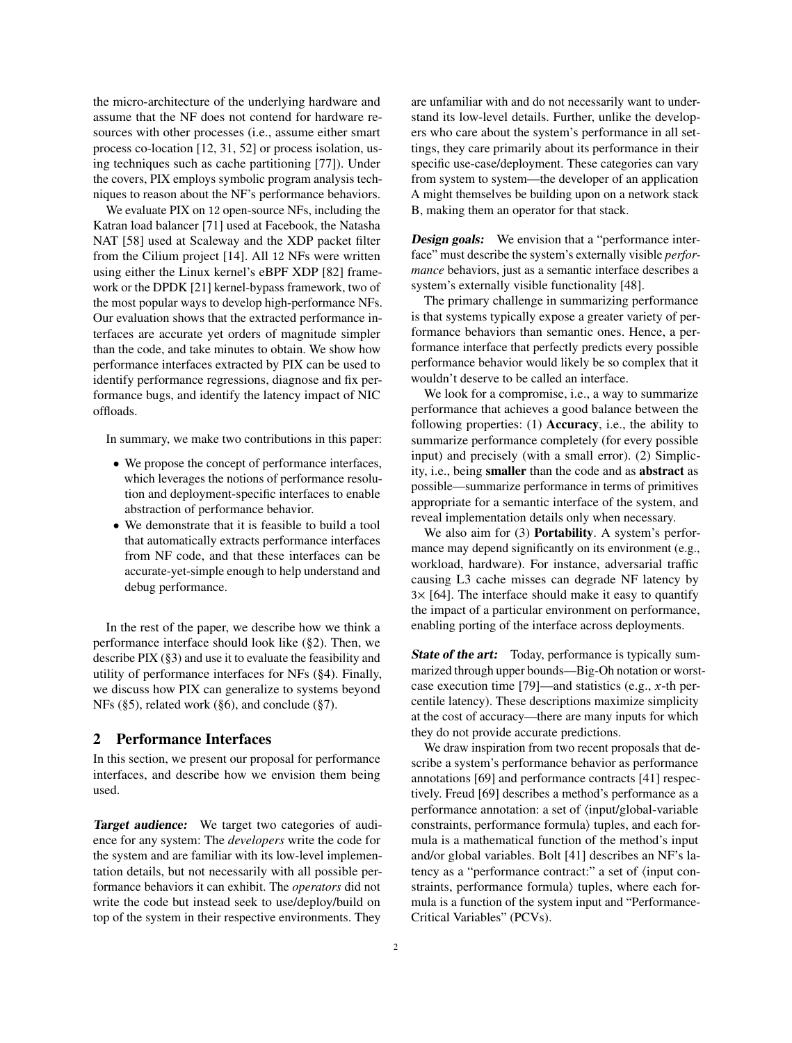the micro-architecture of the underlying hardware and assume that the NF does not contend for hardware resources with other processes (i.e., assume either smart process co-location [12, 31, 52] or process isolation, using techniques such as cache partitioning [77]). Under the covers, PIX employs symbolic program analysis techniques to reason about the NF's performance behaviors.

We evaluate PIX on 12 open-source NFs, including the Katran load balancer [71] used at Facebook, the Natasha NAT [58] used at Scaleway and the XDP packet filter from the Cilium project [14]. All 12 NFs were written using either the Linux kernel's eBPF XDP [82] framework or the DPDK [21] kernel-bypass framework, two of the most popular ways to develop high-performance NFs. Our evaluation shows that the extracted performance interfaces are accurate yet orders of magnitude simpler than the code, and take minutes to obtain. We show how performance interfaces extracted by PIX can be used to identify performance regressions, diagnose and fix performance bugs, and identify the latency impact of NIC offloads.

In summary, we make two contributions in this paper:

- We propose the concept of performance interfaces, which leverages the notions of performance resolution and deployment-specific interfaces to enable abstraction of performance behavior.
- We demonstrate that it is feasible to build a tool that automatically extracts performance interfaces from NF code, and that these interfaces can be accurate-yet-simple enough to help understand and debug performance.

In the rest of the paper, we describe how we think a performance interface should look like (§2). Then, we describe PIX (§3) and use it to evaluate the feasibility and utility of performance interfaces for NFs (§4). Finally, we discuss how PIX can generalize to systems beyond NFs (§5), related work (§6), and conclude (§7).

## 2 Performance Interfaces

In this section, we present our proposal for performance interfaces, and describe how we envision them being used.

***Target audience:*** We target two categories of audience for any system: The *developers* write the code for the system and are familiar with its low-level implementation details, but not necessarily with all possible performance behaviors it can exhibit. The *operators* did not write the code but instead seek to use/deploy/build on top of the system in their respective environments. They are unfamiliar with and do not necessarily want to understand its low-level details. Further, unlike the developers who care about the system's performance in all settings, they care primarily about its performance in their specific use-case/deployment. These categories can vary from system to system—the developer of an application A might themselves be building upon on a network stack B, making them an operator for that stack.

***Design goals:*** We envision that a "performance interface" must describe the system's externally visible *performance* behaviors, just as a semantic interface describes a system's externally visible functionality [48].

The primary challenge in summarizing performance is that systems typically expose a greater variety of performance behaviors than semantic ones. Hence, a performance interface that perfectly predicts every possible performance behavior would likely be so complex that it wouldn't deserve to be called an interface.

We look for a compromise, i.e., a way to summarize performance that achieves a good balance between the following properties: (1) **Accuracy**, i.e., the ability to summarize performance completely (for every possible input) and precisely (with a small error). (2) Simplicity, i.e., being **smaller** than the code and as **abstract** as possible—summarize performance in terms of primitives appropriate for a semantic interface of the system, and reveal implementation details only when necessary.

We also aim for (3) **Portability**. A system's performance may depend significantly on its environment (e.g., workload, hardware). For instance, adversarial traffic causing L3 cache misses can degrade NF latency by $3\times$ [64]. The interface should make it easy to quantify the impact of a particular environment on performance, enabling porting of the interface across deployments.

***State of the art:*** Today, performance is typically summarized through upper bounds—Big-Oh notation or worst-case execution time [79]—and statistics (e.g., $x$-th percentile latency). These descriptions maximize simplicity at the cost of accuracy—there are many inputs for which they do not provide accurate predictions.

We draw inspiration from two recent proposals that describe a system's performance behavior as performance annotations [69] and performance contracts [41] respectively. Freud [69] describes a method's performance as a performance annotation: a set of ⟨input/global-variable constraints, performance formula⟩ tuples, and each formula is a mathematical function of the method's input and/or global variables. Bolt [41] describes an NF's latency as a "performance contract:" a set of ⟨input constraints, performance formula⟩ tuples, where each formula is a function of the system input and "Performance-Critical Variables" (PCVs).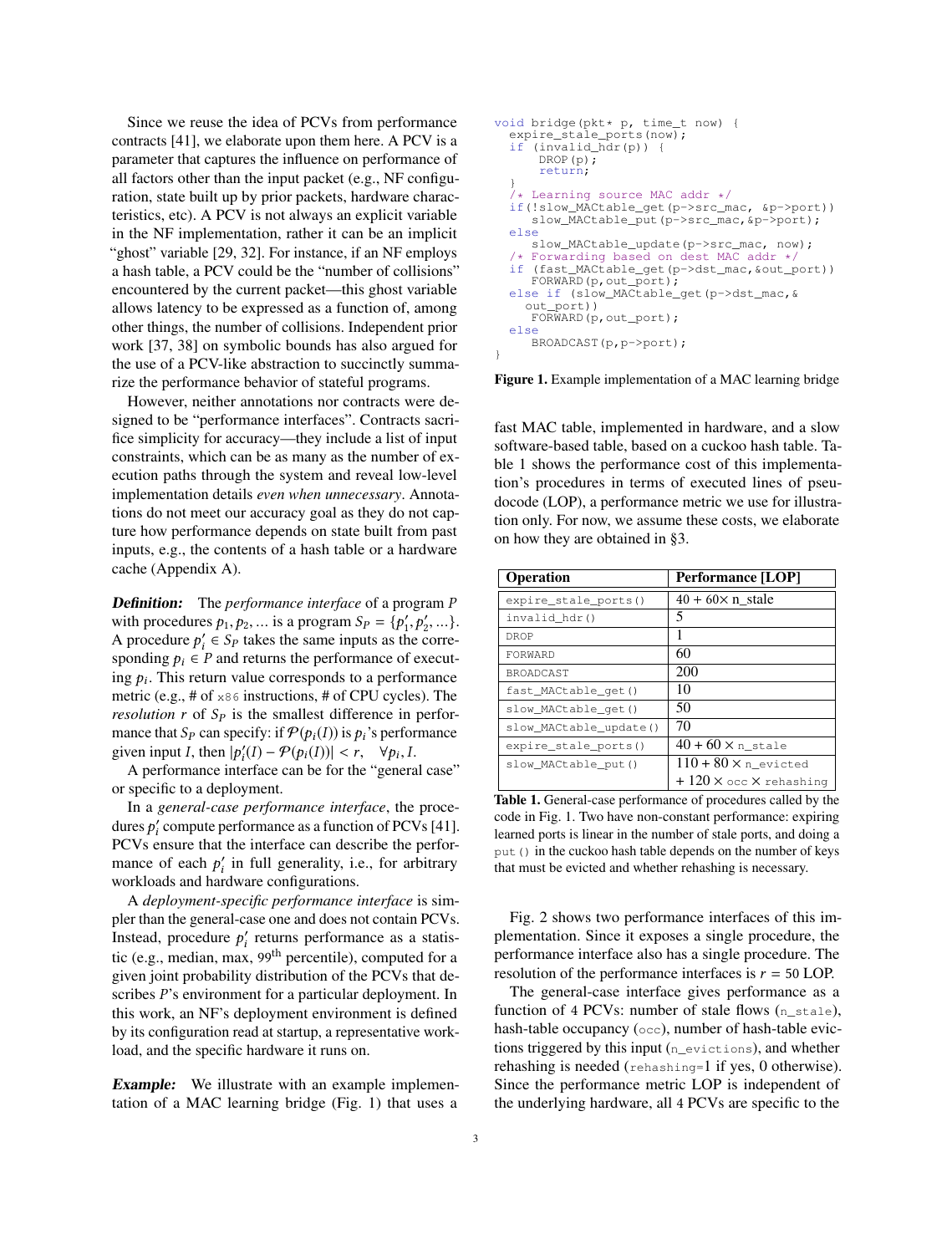Since we reuse the idea of PCVs from performance contracts [41], we elaborate upon them here. A PCV is a parameter that captures the influence on performance of all factors other than the input packet (e.g., NF configuration, state built up by prior packets, hardware characteristics, etc). A PCV is not always an explicit variable in the NF implementation, rather it can be an implicit "ghost" variable [29, 32]. For instance, if an NF employs a hash table, a PCV could be the "number of collisions" encountered by the current packet—this ghost variable allows latency to be expressed as a function of, among other things, the number of collisions. Independent prior work [37, 38] on symbolic bounds has also argued for the use of a PCV-like abstraction to succinctly summarize the performance behavior of stateful programs.

However, neither annotations nor contracts were designed to be "performance interfaces". Contracts sacrifice simplicity for accuracy—they include a list of input constraints, which can be as many as the number of execution paths through the system and reveal low-level implementation details *even when unnecessary*. Annotations do not meet our accuracy goal as they do not capture how performance depends on state built from past inputs, e.g., the contents of a hash table or a hardware cache (Appendix A).

***Definition:*** The *performance interface* of a program $P$ with procedures $p_1, p_2, \ldots$ is a program $S_P = \{p'_1, p'_2, \ldots\}$. A procedure $p'_i \in S_P$ takes the same inputs as the corresponding $p_i \in P$ and returns the performance of executing $p_i$. This return value corresponds to a performance metric (e.g., # of `x86` instructions, # of CPU cycles). The *resolution* $r$ of $S_P$ is the smallest difference in performance that $S_P$ can specify: if $\mathcal{P}(p_i(I))$ is $p_i$'s performance given input $I$, then $|p'_i(I) - \mathcal{P}(p_i(I))| < r, \quad \forall p_i, I$.

A performance interface can be for the "general case" or specific to a deployment.

In a *general-case performance interface*, the procedures $p'_i$ compute performance as a function of PCVs [41]. PCVs ensure that the interface can describe the performance of each $p'_i$ in full generality, i.e., for arbitrary workloads and hardware configurations.

A *deployment-specific performance interface* is simpler than the general-case one and does not contain PCVs. Instead, procedure $p'_i$ returns performance as a statistic (e.g., median, max, 99[th] percentile), computed for a given joint probability distribution of the PCVs that describes $P$'s environment for a particular deployment. In this work, an NF's deployment environment is defined by its configuration read at startup, a representative workload, and the specific hardware it runs on.

***Example:*** We illustrate with an example implementation of a MAC learning bridge (Fig. 1) that uses a

```
void bridge(pkt* p, time_t now) {
  expire_stale_ports(now);
  if (invalid_hdr(p)) {
     DROP(p);
     return;
  }
  /* Learning source MAC addr */
  if(!slow_MACtable_get(p->src_mac, &p->port))
     slow_MACtable_put(p->src_mac,&p->port);
  else
     slow_MACtable_update(p->src_mac, now);
  /* Forwarding based on dest MAC addr */
  if (fast_MACtable_get(p->dst_mac,&out_port))
     FORWARD(p,out_port);
  else if (slow_MACtable_get(p->dst_mac,&
    out_port))
     FORWARD(p,out_port);
  else
     BROADCAST(p,p->port);
}
```

**Figure 1.** Example implementation of a MAC learning bridge

fast MAC table, implemented in hardware, and a slow software-based table, based on a cuckoo hash table. Table 1 shows the performance cost of this implementation's procedures in terms of executed lines of pseudocode (LOP), a performance metric we use for illustration only. For now, we assume these costs, we elaborate on how they are obtained in §3.

| Operation | Performance [LOP] |
|---|---|
| `expire_stale_ports()` | 40 + 60× n_stale |
| `invalid_hdr()` | 5 |
| `DROP` | 1 |
| `FORWARD` | 60 |
| `BROADCAST` | 200 |
| `fast_MACtable_get()` | 10 |
| `slow_MACtable_get()` | 50 |
| `slow_MACtable_update()` | 70 |
| `expire_stale_ports()` | 40 + 60 × `n_stale` |
| `slow_MACtable_put()` | 110 + 80 × `n_evicted` + 120 × `occ` × `rehashing` |

**Table 1.** General-case performance of procedures called by the code in Fig. 1. Two have non-constant performance: expiring learned ports is linear in the number of stale ports, and doing a `put()` in the cuckoo hash table depends on the number of keys that must be evicted and whether rehashing is necessary.

Fig. 2 shows two performance interfaces of this implementation. Since it exposes a single procedure, the performance interface also has a single procedure. The resolution of the performance interfaces is $r = 50$ LOP.

The general-case interface gives performance as a function of 4 PCVs: number of stale flows (`n_stale`), hash-table occupancy (`occ`), number of hash-table evictions triggered by this input (`n_evictions`), and whether rehashing is needed (`rehashing=1` if yes, 0 otherwise). Since the performance metric LOP is independent of the underlying hardware, all 4 PCVs are specific to the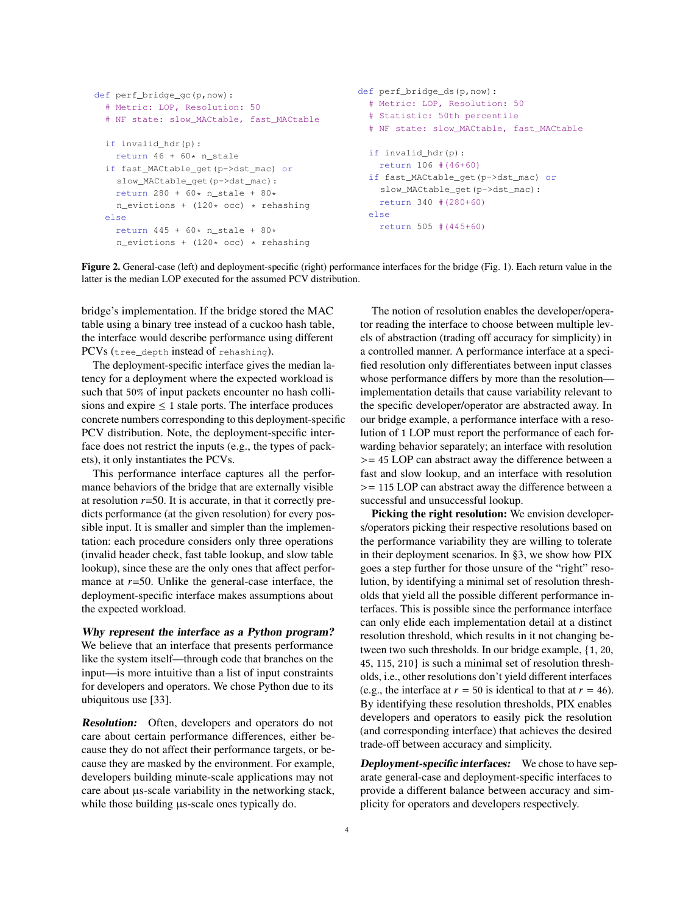```python
def perf_bridge_gc(p,now):
  # Metric: LOP, Resolution: 50
  # NF state: slow_MACtable, fast_MACtable

  if invalid_hdr(p):
    return 46 + 60* n_stale
  if fast_MACtable_get(p->dst_mac) or
    slow_MACtable_get(p->dst_mac):
    return 280 + 60* n_stale + 80*
    n_evictions + (120* occ) * rehashing
  else
    return 445 + 60* n_stale + 80*
    n_evictions + (120* occ) * rehashing
```

```python
def perf_bridge_ds(p,now):
  # Metric: LOP, Resolution: 50
  # Statistic: 50th percentile
  # NF state: slow_MACtable, fast_MACtable

  if invalid_hdr(p):
    return 106 #(46+60)
  if fast_MACtable_get(p->dst_mac) or
    slow_MACtable_get(p->dst_mac):
    return 340 #(280+60)
  else
    return 505 #(445+60)
```

**Figure 2.** General-case (left) and deployment-specific (right) performance interfaces for the bridge (Fig. 1). Each return value in the latter is the median LOP executed for the assumed PCV distribution.

bridge's implementation. If the bridge stored the MAC table using a binary tree instead of a cuckoo hash table, the interface would describe performance using different PCVs (`tree_depth` instead of `rehashing`).

The deployment-specific interface gives the median latency for a deployment where the expected workload is such that 50% of input packets encounter no hash collisions and expire $\leq 1$ stale ports. The interface produces concrete numbers corresponding to this deployment-specific PCV distribution. Note, the deployment-specific interface does not restrict the inputs (e.g., the types of packets), it only instantiates the PCVs.

This performance interface captures all the performance behaviors of the bridge that are externally visible at resolution $r$=50. It is accurate, in that it correctly predicts performance (at the given resolution) for every possible input. It is smaller and simpler than the implementation: each procedure considers only three operations (invalid header check, fast table lookup, and slow table lookup), since these are the only ones that affect performance at $r$=50. Unlike the general-case interface, the deployment-specific interface makes assumptions about the expected workload.

***Why represent the interface as a Python program?*** We believe that an interface that presents performance like the system itself—through code that branches on the input—is more intuitive than a list of input constraints for developers and operators. We chose Python due to its ubiquitous use [33].

***Resolution:*** Often, developers and operators do not care about certain performance differences, either because they do not affect their performance targets, or because they are masked by the environment. For example, developers building minute-scale applications may not care about µs-scale variability in the networking stack, while those building µs-scale ones typically do.

The notion of resolution enables the developer/operator reading the interface to choose between multiple levels of abstraction (trading off accuracy for simplicity) in a controlled manner. A performance interface at a specified resolution only differentiates between input classes whose performance differs by more than the resolution—implementation details that cause variability relevant to the specific developer/operator are abstracted away. In our bridge example, a performance interface with a resolution of 1 LOP must report the performance of each forwarding behavior separately; an interface with resolution >= 45 LOP can abstract away the difference between a fast and slow lookup, and an interface with resolution >= 115 LOP can abstract away the difference between a successful and unsuccessful lookup.

**Picking the right resolution:** We envision developers/operators picking their respective resolutions based on the performance variability they are willing to tolerate in their deployment scenarios. In §3, we show how PIX goes a step further for those unsure of the "right" resolution, by identifying a minimal set of resolution thresholds that yield all the possible different performance interfaces. This is possible since the performance interface can only elide each implementation detail at a distinct resolution threshold, which results in it not changing between two such thresholds. In our bridge example, {1, 20, 45, 115, 210} is such a minimal set of resolution thresholds, i.e., other resolutions don't yield different interfaces (e.g., the interface at $r$ = 50 is identical to that at $r$ = 46). By identifying these resolution thresholds, PIX enables developers and operators to easily pick the resolution (and corresponding interface) that achieves the desired trade-off between accuracy and simplicity.

***Deployment-specific interfaces:*** We chose to have separate general-case and deployment-specific interfaces to provide a different balance between accuracy and simplicity for operators and developers respectively.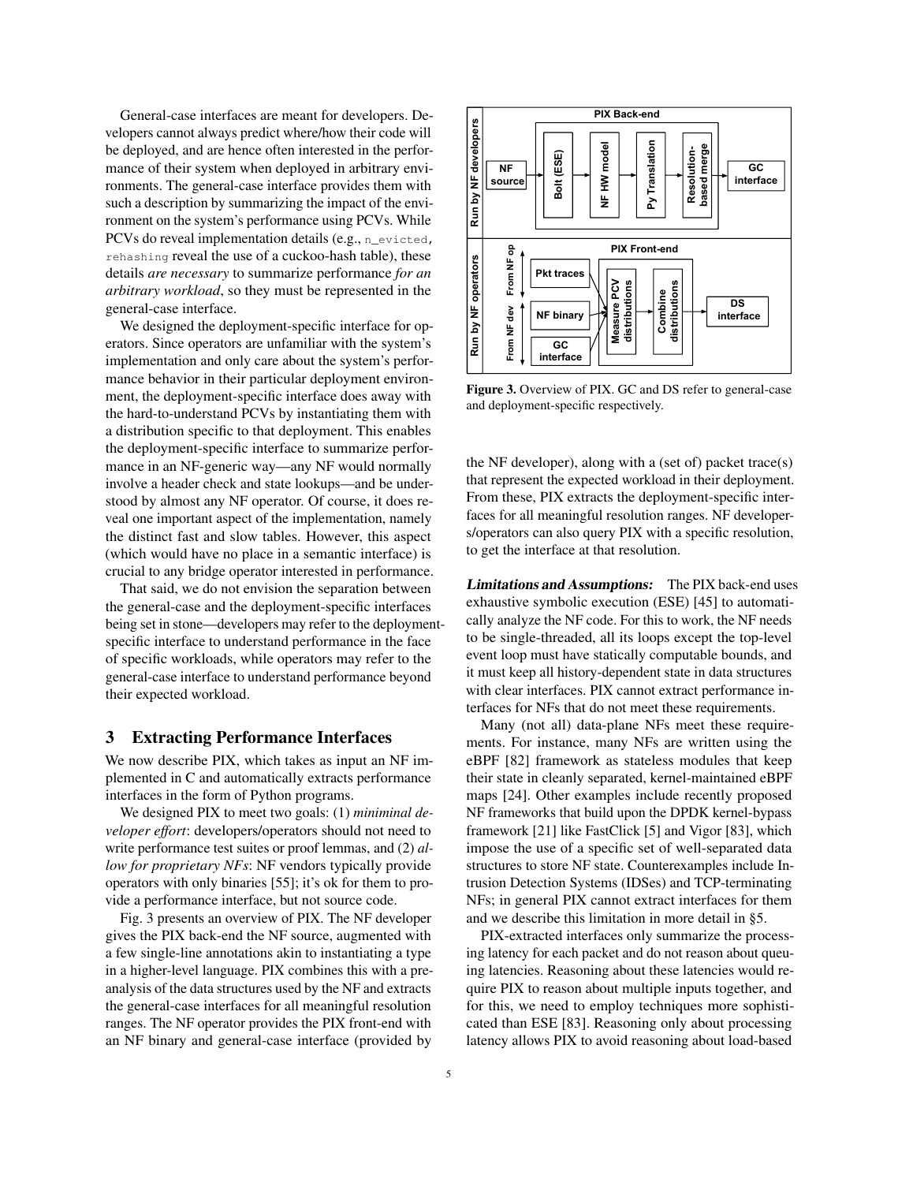General-case interfaces are meant for developers. Developers cannot always predict where/how their code will be deployed, and are hence often interested in the performance of their system when deployed in arbitrary environments. The general-case interface provides them with such a description by summarizing the impact of the environment on the system's performance using PCVs. While PCVs do reveal implementation details (e.g., `n_evicted`, `rehashing` reveal the use of a cuckoo-hash table), these details *are necessary* to summarize performance *for an arbitrary workload*, so they must be represented in the general-case interface.

We designed the deployment-specific interface for operators. Since operators are unfamiliar with the system's implementation and only care about the system's performance behavior in their particular deployment environment, the deployment-specific interface does away with the hard-to-understand PCVs by instantiating them with a distribution specific to that deployment. This enables the deployment-specific interface to summarize performance in an NF-generic way—any NF would normally involve a header check and state lookups—and be understood by almost any NF operator. Of course, it does reveal one important aspect of the implementation, namely the distinct fast and slow tables. However, this aspect (which would have no place in a semantic interface) is crucial to any bridge operator interested in performance.

That said, we do not envision the separation between the general-case and the deployment-specific interfaces being set in stone—developers may refer to the deployment-specific interface to understand performance in the face of specific workloads, while operators may refer to the general-case interface to understand performance beyond their expected workload.

## 3 Extracting Performance Interfaces

We now describe PIX, which takes as input an NF implemented in C and automatically extracts performance interfaces in the form of Python programs.

We designed PIX to meet two goals: (1) *mininimal developer effort*: developers/operators should not need to write performance test suites or proof lemmas, and (2) *allow for proprietary NFs*: NF vendors typically provide operators with only binaries [55]; it's ok for them to provide a performance interface, but not source code.

Fig. 3 presents an overview of PIX. The NF developer gives the PIX back-end the NF source, augmented with a few single-line annotations akin to instantiating a type in a higher-level language. PIX combines this with a pre-analysis of the data structures used by the NF and extracts the general-case interfaces for all meaningful resolution ranges. The NF operator provides the PIX front-end with an NF binary and general-case interface (provided by the NF developer), along with a (set of) packet trace(s) that represent the expected workload in their deployment. From these, PIX extracts the deployment-specific interfaces for all meaningful resolution ranges. NF developers/operators can also query PIX with a specific resolution, to get the interface at that resolution.

**Figure 3.** Overview of PIX. GC and DS refer to general-case and deployment-specific respectively.

***Limitations and Assumptions:*** The PIX back-end uses exhaustive symbolic execution (ESE) [45] to automatically analyze the NF code. For this to work, the NF needs to be single-threaded, all its loops except the top-level event loop must have statically computable bounds, and it must keep all history-dependent state in data structures with clear interfaces. PIX cannot extract performance interfaces for NFs that do not meet these requirements.

Many (not all) data-plane NFs meet these requirements. For instance, many NFs are written using the eBPF [82] framework as stateless modules that keep their state in cleanly separated, kernel-maintained eBPF maps [24]. Other examples include recently proposed NF frameworks that build upon the DPDK kernel-bypass framework [21] like FastClick [5] and Vigor [83], which impose the use of a specific set of well-separated data structures to store NF state. Counterexamples include Intrusion Detection Systems (IDSes) and TCP-terminating NFs; in general PIX cannot extract interfaces for them and we describe this limitation in more detail in §5.

PIX-extracted interfaces only summarize the processing latency for each packet and do not reason about queuing latencies. Reasoning about these latencies would require PIX to reason about multiple inputs together, and for this, we need to employ techniques more sophisticated than ESE [83]. Reasoning only about processing latency allows PIX to avoid reasoning about load-based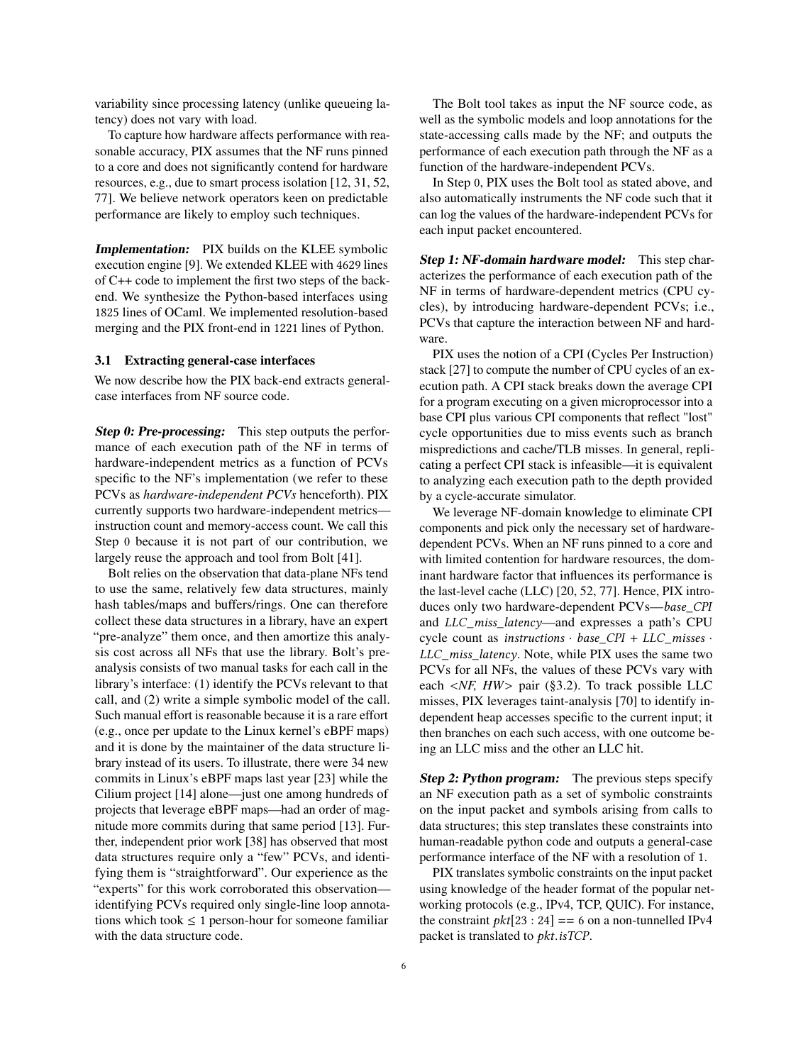variability since processing latency (unlike queueing latency) does not vary with load.

To capture how hardware affects performance with reasonable accuracy, PIX assumes that the NF runs pinned to a core and does not significantly contend for hardware resources, e.g., due to smart process isolation [12, 31, 52, 77]. We believe network operators keen on predictable performance are likely to employ such techniques.

***Implementation:*** PIX builds on the KLEE symbolic execution engine [9]. We extended KLEE with 4629 lines of C++ code to implement the first two steps of the back-end. We synthesize the Python-based interfaces using 1825 lines of OCaml. We implemented resolution-based merging and the PIX front-end in 1221 lines of Python.

### 3.1 Extracting general-case interfaces

We now describe how the PIX back-end extracts general-case interfaces from NF source code.

***Step 0: Pre-processing:*** This step outputs the performance of each execution path of the NF in terms of hardware-independent metrics as a function of PCVs specific to the NF's implementation (we refer to these PCVs as *hardware-independent PCVs* henceforth). PIX currently supports two hardware-independent metrics—instruction count and memory-access count. We call this Step 0 because it is not part of our contribution, we largely reuse the approach and tool from Bolt [41].

Bolt relies on the observation that data-plane NFs tend to use the same, relatively few data structures, mainly hash tables/maps and buffers/rings. One can therefore collect these data structures in a library, have an expert "pre-analyze" them once, and then amortize this analysis cost across all NFs that use the library. Bolt's pre-analysis consists of two manual tasks for each call in the library's interface: (1) identify the PCVs relevant to that call, and (2) write a simple symbolic model of the call. Such manual effort is reasonable because it is a rare effort (e.g., once per update to the Linux kernel's eBPF maps) and it is done by the maintainer of the data structure library instead of its users. To illustrate, there were 34 new commits in Linux's eBPF maps last year [23] while the Cilium project [14] alone—just one among hundreds of projects that leverage eBPF maps—had an order of magnitude more commits during that same period [13]. Further, independent prior work [38] has observed that most data structures require only a "few" PCVs, and identifying them is "straightforward". Our experience as the "experts" for this work corroborated this observation—identifying PCVs required only single-line loop annotations which took $\leq 1$ person-hour for someone familiar with the data structure code.

The Bolt tool takes as input the NF source code, as well as the symbolic models and loop annotations for the state-accessing calls made by the NF; and outputs the performance of each execution path through the NF as a function of the hardware-independent PCVs.

In Step 0, PIX uses the Bolt tool as stated above, and also automatically instruments the NF code such that it can log the values of the hardware-independent PCVs for each input packet encountered.

***Step 1: NF-domain hardware model:*** This step characterizes the performance of each execution path of the NF in terms of hardware-dependent metrics (CPU cycles), by introducing hardware-dependent PCVs; i.e., PCVs that capture the interaction between NF and hardware.

PIX uses the notion of a CPI (Cycles Per Instruction) stack [27] to compute the number of CPU cycles of an execution path. A CPI stack breaks down the average CPI for a program executing on a given microprocessor into a base CPI plus various CPI components that reflect "lost" cycle opportunities due to miss events such as branch mispredictions and cache/TLB misses. In general, replicating a perfect CPI stack is infeasible—it is equivalent to analyzing each execution path to the depth provided by a cycle-accurate simulator.

We leverage NF-domain knowledge to eliminate CPI components and pick only the necessary set of hardware-dependent PCVs. When an NF runs pinned to a core and with limited contention for hardware resources, the dominant hardware factor that influences its performance is the last-level cache (LLC) [20, 52, 77]. Hence, PIX introduces only two hardware-dependent PCVs—$base\_CPI$ and $LLC\_miss\_latency$—and expresses a path's CPU cycle count as $instructions \cdot base\_CPI + LLC\_misses \cdot LLC\_miss\_latency$. Note, while PIX uses the same two PCVs for all NFs, the values of these PCVs vary with each <*NF, HW*> pair (§3.2). To track possible LLC misses, PIX leverages taint-analysis [70] to identify independent heap accesses specific to the current input; it then branches on each such access, with one outcome being an LLC miss and the other an LLC hit.

***Step 2: Python program:*** The previous steps specify an NF execution path as a set of symbolic constraints on the input packet and symbols arising from calls to data structures; this step translates these constraints into human-readable python code and outputs a general-case performance interface of the NF with a resolution of 1.

PIX translates symbolic constraints on the input packet using knowledge of the header format of the popular networking protocols (e.g., IPv4, TCP, QUIC). For instance, the constraint $pkt[23:24] == 6$ on a non-tunnelled IPv4 packet is translated to $pkt.isTCP$.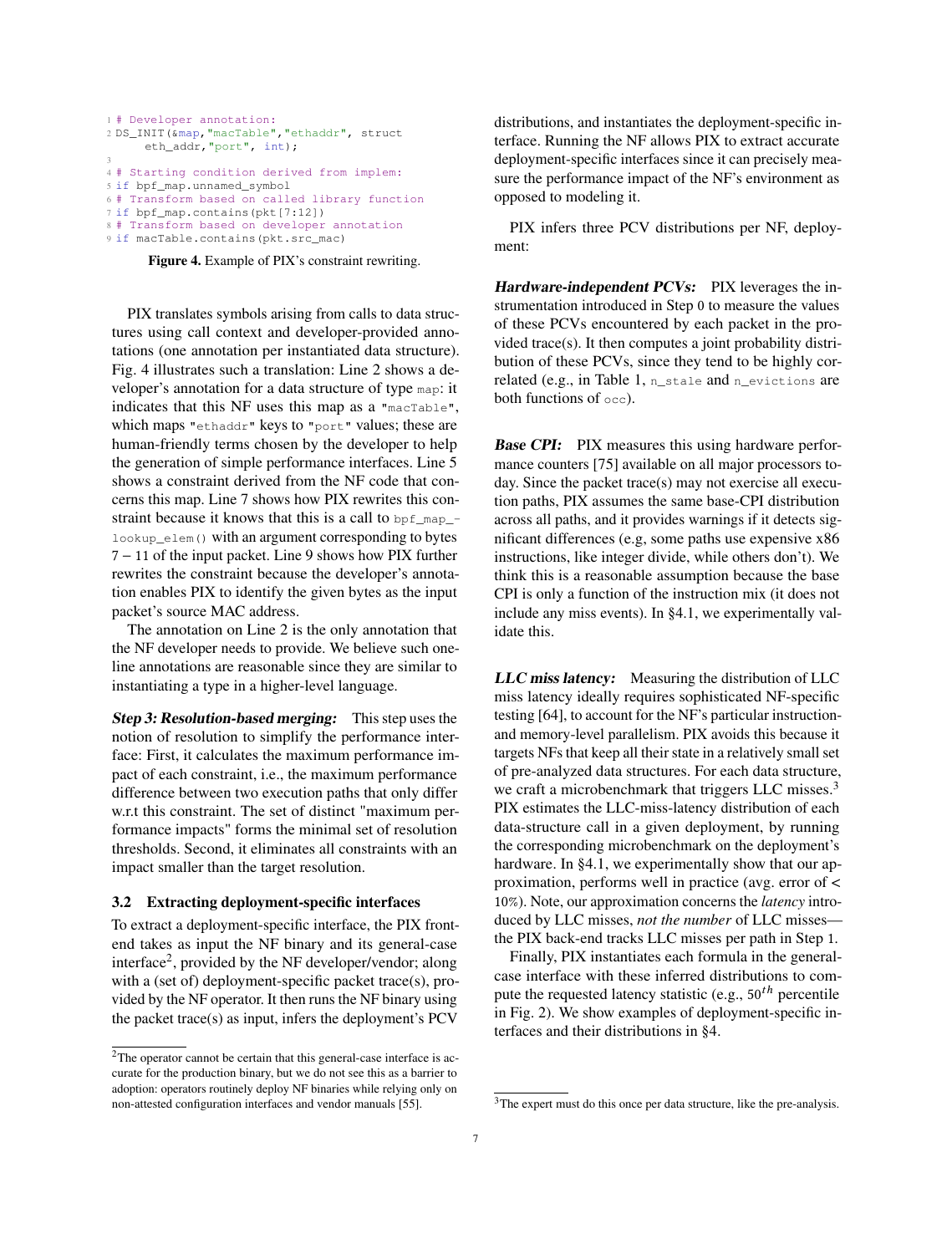```
1 # Developer annotation:
2 DS_INIT(&map,"macTable","ethaddr", struct
      eth_addr,"port", int);
3
4 # Starting condition derived from implem:
5 if bpf_map.unnamed_symbol
6 # Transform based on called library function
7 if bpf_map.contains(pkt[7:12])
8 # Transform based on developer annotation
9 if macTable.contains(pkt.src_mac)
```

**Figure 4.** Example of PIX's constraint rewriting.

PIX translates symbols arising from calls to data structures using call context and developer-provided annotations (one annotation per instantiated data structure). Fig. 4 illustrates such a translation: Line 2 shows a developer's annotation for a data structure of type `map`: it indicates that this NF uses this map as a `"macTable"`, which maps `"ethaddr"` keys to `"port"` values; these are human-friendly terms chosen by the developer to help the generation of simple performance interfaces. Line 5 shows a constraint derived from the NF code that concerns this map. Line 7 shows how PIX rewrites this constraint because it knows that this is a call to `bpf_map_lookup_elem()` with an argument corresponding to bytes $7-11$ of the input packet. Line 9 shows how PIX further rewrites the constraint because the developer's annotation enables PIX to identify the given bytes as the input packet's source MAC address.

The annotation on Line 2 is the only annotation that the NF developer needs to provide. We believe such one-line annotations are reasonable since they are similar to instantiating a type in a higher-level language.

***Step 3: Resolution-based merging:*** This step uses the notion of resolution to simplify the performance interface: First, it calculates the maximum performance impact of each constraint, i.e., the maximum performance difference between two execution paths that only differ w.r.t this constraint. The set of distinct "maximum performance impacts" forms the minimal set of resolution thresholds. Second, it eliminates all constraints with an impact smaller than the target resolution.

### 3.2 Extracting deployment-specific interfaces

To extract a deployment-specific interface, the PIX front-end takes as input the NF binary and its general-case interface[2], provided by the NF developer/vendor; along with a (set of) deployment-specific packet trace(s), provided by the NF operator. It then runs the NF binary using the packet trace(s) as input, infers the deployment's PCV distributions, and instantiates the deployment-specific interface. Running the NF allows PIX to extract accurate deployment-specific interfaces since it can precisely measure the performance impact of the NF's environment as opposed to modeling it.

PIX infers three PCV distributions per NF, deployment:

***Hardware-independent PCVs:*** PIX leverages the instrumentation introduced in Step 0 to measure the values of these PCVs encountered by each packet in the provided trace(s). It then computes a joint probability distribution of these PCVs, since they tend to be highly correlated (e.g., in Table 1, `n_stale` and `n_evictions` are both functions of `occ`).

***Base CPI:*** PIX measures this using hardware performance counters [75] available on all major processors today. Since the packet trace(s) may not exercise all execution paths, PIX assumes the same base-CPI distribution across all paths, and it provides warnings if it detects significant differences (e.g, some paths use expensive x86 instructions, like integer divide, while others don't). We think this is a reasonable assumption because the base CPI is only a function of the instruction mix (it does not include any miss events). In §4.1, we experimentally validate this.

***LLC miss latency:*** Measuring the distribution of LLC miss latency ideally requires sophisticated NF-specific testing [64], to account for the NF's particular instruction- and memory-level parallelism. PIX avoids this because it targets NFs that keep all their state in a relatively small set of pre-analyzed data structures. For each data structure, we craft a microbenchmark that triggers LLC misses.[3] PIX estimates the LLC-miss-latency distribution of each data-structure call in a given deployment, by running the corresponding microbenchmark on the deployment's hardware. In §4.1, we experimentally show that our approximation, performs well in practice (avg. error of < 10%). Note, our approximation concerns the *latency* introduced by LLC misses, *not the number* of LLC misses—the PIX back-end tracks LLC misses per path in Step 1.

Finally, PIX instantiates each formula in the general-case interface with these inferred distributions to compute the requested latency statistic (e.g., $50^{th}$ percentile in Fig. 2). We show examples of deployment-specific interfaces and their distributions in §4.

[2] The operator cannot be certain that this general-case interface is accurate for the production binary, but we do not see this as a barrier to adoption: operators routinely deploy NF binaries while relying only on non-attested configuration interfaces and vendor manuals [55].

[3] The expert must do this once per data structure, like the pre-analysis.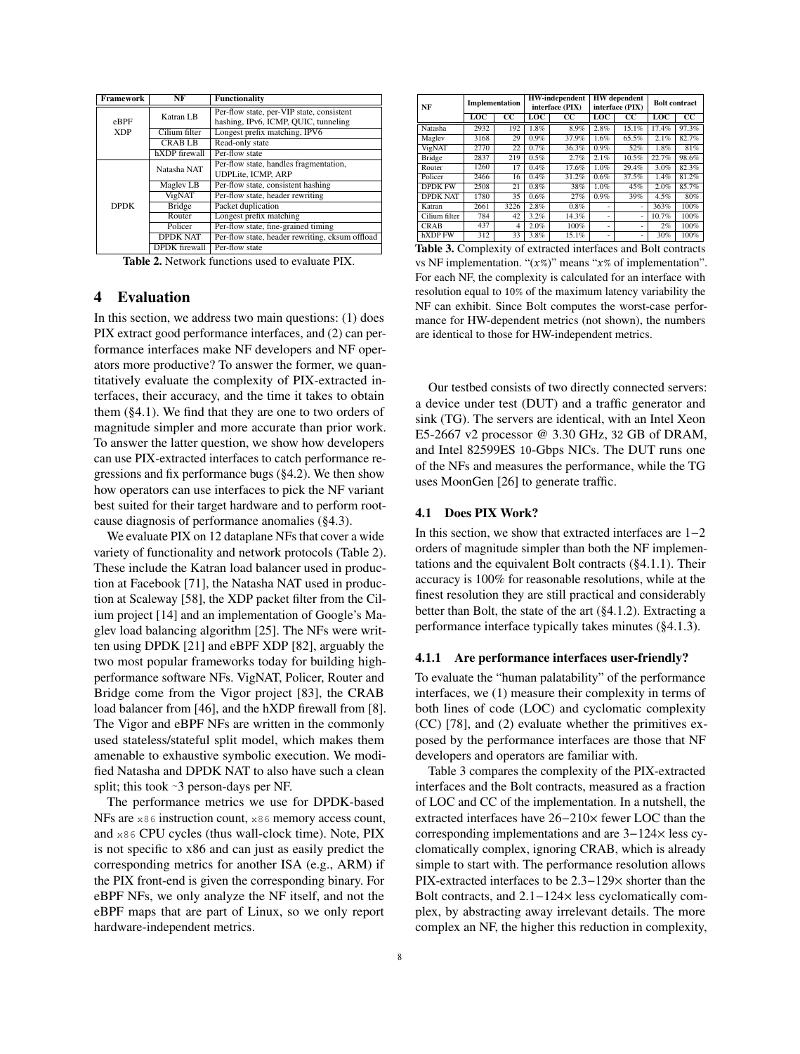| Framework | NF | Functionality |
|---|---|---|
| eBPF XDP | Katran LB | Per-flow state, per-VIP state, consistent hashing, IPv6, ICMP, QUIC, tunneling |
| | Cilium filter | Longest prefix matching, IPV6 |
| | CRAB LB | Read-only state |
| | hXDP firewall | Per-flow state |
| DPDK | Natasha NAT | Per-flow state, handles fragmentation, UDPLite, ICMP, ARP |
| | Maglev LB | Per-flow state, consistent hashing |
| | VigNAT | Per-flow state, header rewriting |
| | Bridge | Packet duplication |
| | Router | Longest prefix matching |
| | Policer | Per-flow state, fine-grained timing |
| | DPDK NAT | Per-flow state, header rewriting, cksum offload |
| | DPDK firewall | Per-flow state |

**Table 2.** Network functions used to evaluate PIX.

# 4 Evaluation

In this section, we address two main questions: (1) does PIX extract good performance interfaces, and (2) can performance interfaces make NF developers and NF operators more productive? To answer the former, we quantitatively evaluate the complexity of PIX-extracted interfaces, their accuracy, and the time it takes to obtain them (§4.1). We find that they are one to two orders of magnitude simpler and more accurate than prior work. To answer the latter question, we show how developers can use PIX-extracted interfaces to catch performance regressions and fix performance bugs (§4.2). We then show how operators can use interfaces to pick the NF variant best suited for their target hardware and to perform root-cause diagnosis of performance anomalies (§4.3).

We evaluate PIX on 12 dataplane NFs that cover a wide variety of functionality and network protocols (Table 2). These include the Katran load balancer used in production at Facebook [71], the Natasha NAT used in production at Scaleway [58], the XDP packet filter from the Cilium project [14] and an implementation of Google's Maglev load balancing algorithm [25]. The NFs were written using DPDK [21] and eBPF XDP [82], arguably the two most popular frameworks today for building high-performance software NFs. VigNAT, Policer, Router and Bridge come from the Vigor project [83], the CRAB load balancer from [46], and the hXDP firewall from [8]. The Vigor and eBPF NFs are written in the commonly used stateless/stateful split model, which makes them amenable to exhaustive symbolic execution. We modified Natasha and DPDK NAT to also have such a clean split; this took ~3 person-days per NF.

The performance metrics we use for DPDK-based NFs are `x86` instruction count, `x86` memory access count, and `x86` CPU cycles (thus wall-clock time). Note, PIX is not specific to x86 and can just as easily predict the corresponding metrics for another ISA (e.g., ARM) if the PIX front-end is given the corresponding binary. For eBPF NFs, we only analyze the NF itself, and not the eBPF maps that are part of Linux, so we only report hardware-independent metrics.

| NF | Implementation | | HW-independent interface (PIX) | | HW dependent interface (PIX) | | Bolt contract | |
|---|---|---|---|---|---|---|---|---|
| | LOC | CC | LOC | CC | LOC | CC | LOC | CC |
| Natasha | 2932 | 192 | 1.8% | 8.9% | 2.8% | 15.1% | 17.4% | 97.3% |
| Maglev | 3168 | 29 | 0.9% | 37.9% | 1.6% | 65.5% | 2.1% | 82.7% |
| VigNAT | 2770 | 22 | 0.7% | 36.3% | 0.9% | 52% | 1.8% | 81% |
| Bridge | 2837 | 219 | 0.5% | 2.7% | 2.1% | 10.5% | 22.7% | 98.6% |
| Router | 1260 | 17 | 0.4% | 17.6% | 1.0% | 29.4% | 3.0% | 82.3% |
| Policer | 2466 | 16 | 0.4% | 31.2% | 0.6% | 37.5% | 1.4% | 81.2% |
| DPDK FW | 2508 | 21 | 0.8% | 38% | 1.0% | 45% | 2.0% | 85.7% |
| DPDK NAT | 1780 | 35 | 0.6% | 27% | 0.9% | 39% | 4.5% | 80% |
| Katran | 2661 | 3226 | 2.8% | 0.8% | - | - | 363% | 100% |
| Cilium filter | 784 | 42 | 3.2% | 14.3% | - | - | 10.7% | 100% |
| CRAB | 437 | 4 | 2.0% | 100% | - | - | 2% | 100% |
| hXDP FW | 312 | 33 | 3.8% | 15.1% | - | - | 30% | 100% |

**Table 3.** Complexity of extracted interfaces and Bolt contracts vs NF implementation. "($x$%)" means "$x$% of implementation". For each NF, the complexity is calculated for an interface with resolution equal to 10% of the maximum latency variability the NF can exhibit. Since Bolt computes the worst-case performance for HW-dependent metrics (not shown), the numbers are identical to those for HW-independent metrics.

Our testbed consists of two directly connected servers: a device under test (DUT) and a traffic generator and sink (TG). The servers are identical, with an Intel Xeon E5-2667 v2 processor @ 3.30 GHz, 32 GB of DRAM, and Intel 82599ES 10-Gbps NICs. The DUT runs one of the NFs and measures the performance, while the TG uses MoonGen [26] to generate traffic.

## 4.1 Does PIX Work?

In this section, we show that extracted interfaces are 1−2 orders of magnitude simpler than both the NF implementations and the equivalent Bolt contracts (§4.1.1). Their accuracy is 100% for reasonable resolutions, while at the finest resolution they are still practical and considerably better than Bolt, the state of the art (§4.1.2). Extracting a performance interface typically takes minutes (§4.1.3).

### 4.1.1 Are performance interfaces user-friendly?

To evaluate the "human palatability" of the performance interfaces, we (1) measure their complexity in terms of both lines of code (LOC) and cyclomatic complexity (CC) [78], and (2) evaluate whether the primitives exposed by the performance interfaces are those that NF developers and operators are familiar with.

Table 3 compares the complexity of the PIX-extracted interfaces and the Bolt contracts, measured as a fraction of LOC and CC of the implementation. In a nutshell, the extracted interfaces have 26−210× fewer LOC than the corresponding implementations and are 3−124× less cyclomatically complex, ignoring CRAB, which is already simple to start with. The performance resolution allows PIX-extracted interfaces to be 2.3−129× shorter than the Bolt contracts, and 2.1−124× less cyclomatically complex, by abstracting away irrelevant details. The more complex an NF, the higher this reduction in complexity,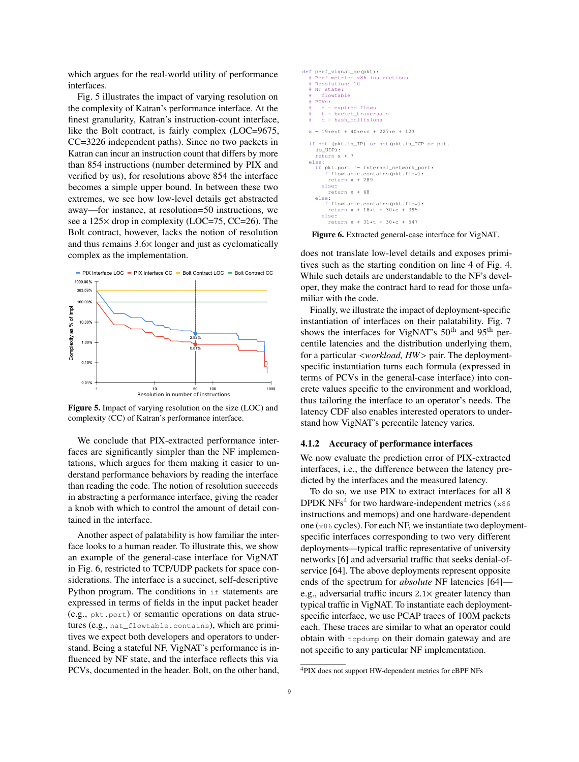which argues for the real-world utility of performance interfaces.

Fig. 5 illustrates the impact of varying resolution on the complexity of Katran's performance interface. At the finest granularity, Katran's instruction-count interface, like the Bolt contract, is fairly complex (LOC=9675, CC=3226 independent paths). Since no two packets in Katran can incur an instruction count that differs by more than 854 instructions (number determined by PIX and verified by us), for resolutions above 854 the interface becomes a simple upper bound. In between these two extremes, we see how low-level details get abstracted away—for instance, at resolution=50 instructions, we see a 125× drop in complexity (LOC=75, CC=26). The Bolt contract, however, lacks the notion of resolution and thus remains 3.6× longer and just as cyclomatically complex as the implementation.

**Figure 5.** Impact of varying resolution on the size (LOC) and complexity (CC) of Katran's performance interface.

We conclude that PIX-extracted performance interfaces are significantly simpler than the NF implementations, which argues for them making it easier to understand performance behaviors by reading the interface than reading the code. The notion of resolution succeeds in abstracting a performance interface, giving the reader a knob with which to control the amount of detail contained in the interface.

Another aspect of palatability is how familiar the interface looks to a human reader. To illustrate this, we show an example of the general-case interface for VigNAT in Fig. 6, restricted to TCP/UDP packets for space considerations. The interface is a succinct, self-descriptive Python program. The conditions in `if` statements are expressed in terms of fields in the input packet header (e.g., `pkt.port`) or semantic operations on data structures (e.g., `nat_flowtable.contains`), which are primitives we expect both developers and operators to understand. Being a stateful NF, VigNAT's performance is influenced by NF state, and the interface reflects this via PCVs, documented in the header. Bolt, on the other hand, does not translate low-level details and exposes primitives such as the starting condition on line 4 of Fig. 4. While such details are understandable to the NF's developer, they make the contract hard to read for those unfamiliar with the code.

```
def perf_vignat_gc(pkt):
  # Perf metric: x86 instructions
  # Resolution: 10
  # NF state:
  #   flowtable
  # PCVs:
  #   e - expired flows
  #   t - bucket_traversals
  #   c - hash_collisions

  x = 19*e*t + 40*e*c + 227*e + 123

  if not (pkt.is_IP) or not(pkt.is_TCP or pkt.
    is_UDP):
    return x + 7
  else:
    if pkt.port != internal_network_port:
      if flowtable.contains(pkt.flow):
        return x + 289
      else:
        return x + 68
    else:
      if flowtable.contains(pkt.flow):
        return x + 18*t + 30*c + 395
      else:
        return x + 31*t + 30*c + 547
```

**Figure 6.** Extracted general-case interface for VigNAT.

Finally, we illustrate the impact of deployment-specific instantiation of interfaces on their palatability. Fig. 7 shows the interfaces for VigNAT's $50^{th}$ and $95^{th}$ percentile latencies and the distribution underlying them, for a particular <*workload, HW*> pair. The deployment-specific instantiation turns each formula (expressed in terms of PCVs in the general-case interface) into concrete values specific to the environment and workload, thus tailoring the interface to an operator's needs. The latency CDF also enables interested operators to understand how VigNAT's percentile latency varies.

### 4.1.2 Accuracy of performance interfaces

We now evaluate the prediction error of PIX-extracted interfaces, i.e., the difference between the latency predicted by the interfaces and the measured latency.

To do so, we use PIX to extract interfaces for all 8 DPDK NFs[4] for two hardware-independent metrics (`x86` instructions and memops) and one hardware-dependent one (`x86` cycles). For each NF, we instantiate two deployment-specific interfaces corresponding to two very different deployments—typical traffic representative of university networks [6] and adversarial traffic that seeks denial-of-service [64]. The above deployments represent opposite ends of the spectrum for *absolute* NF latencies [64]—e.g., adversarial traffic incurs 2.1× greater latency than typical traffic in VigNAT. To instantiate each deployment-specific interface, we use PCAP traces of 100M packets each. These traces are similar to what an operator could obtain with `tcpdump` on their domain gateway and are not specific to any particular NF implementation.

[4]PIX does not support HW-dependent metrics for eBPF NFs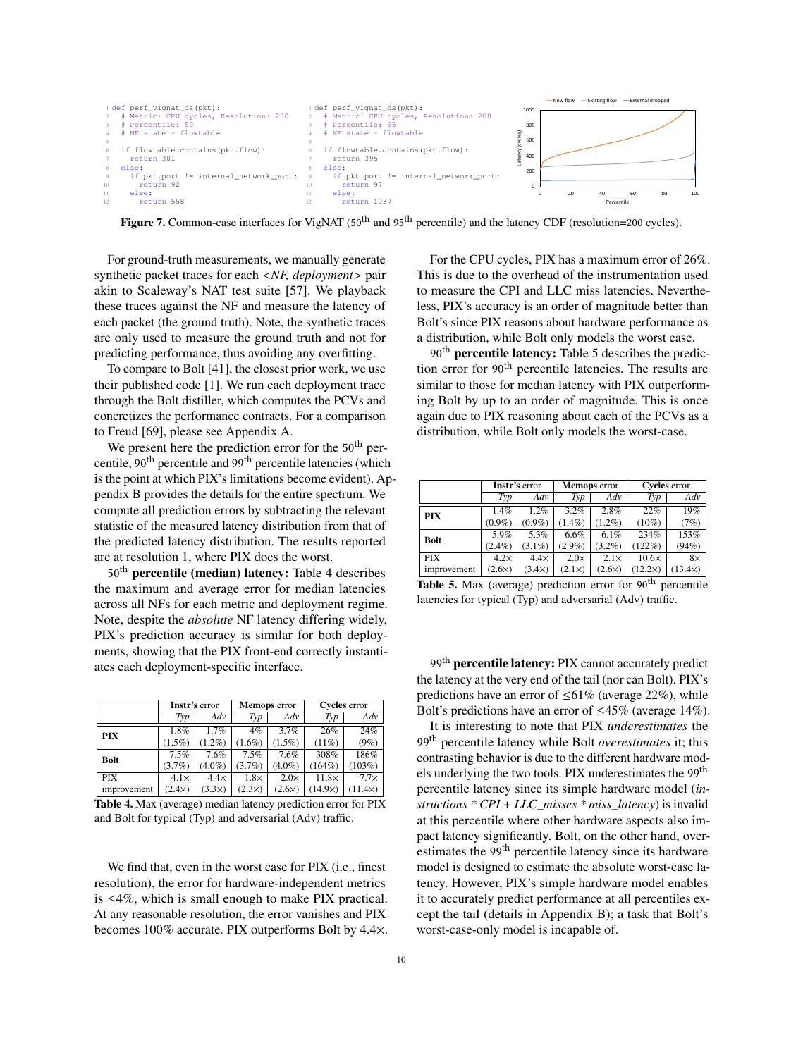```
def perf_vignat_ds(pkt):
  # Metric: CPU cycles, Resolution: 200
  # Percentile: 50
  # NF state - flowtable

  if flowtable.contains(pkt.flow):
    return 301
  else:
    if pkt.port != internal_network_port:
      return 92
    else:
      return 558
```

```
def perf_vignat_ds(pkt):
  # Metric: CPU cycles, Resolution: 200
  # Percentile: 95
  # NF state - flowtable

  if flowtable.contains(pkt.flow):
    return 395
  else:
    if pkt.port != internal_network_port:
      return 97
    else:
      return 1037
```

**Figure 7.** Common-case interfaces for VigNAT (50[th] and 95[th] percentile) and the latency CDF (resolution=200 cycles).

For ground-truth measurements, we manually generate synthetic packet traces for each *<NF, deployment>* pair akin to Scaleway's NAT test suite [57]. We playback these traces against the NF and measure the latency of each packet (the ground truth). Note, the synthetic traces are only used to measure the ground truth and not for predicting performance, thus avoiding any overfitting.

To compare to Bolt [41], the closest prior work, we use their published code [1]. We run each deployment trace through the Bolt distiller, which computes the PCVs and concretizes the performance contracts. For a comparison to Freud [69], please see Appendix A.

We present here the prediction error for the 50[th] percentile, 90[th] percentile and 99[th] percentile latencies (which is the point at which PIX's limitations become evident). Appendix B provides the details for the entire spectrum. We compute all prediction errors by subtracting the relevant statistic of the measured latency distribution from that of the predicted latency distribution. The results reported are at resolution 1, where PIX does the worst.

50[th] **percentile (median) latency:** Table 4 describes the maximum and average error for median latencies across all NFs for each metric and deployment regime. Note, despite the *absolute* NF latency differing widely, PIX's prediction accuracy is similar for both deployments, showing that the PIX front-end correctly instantiates each deployment-specific interface.

| | **Instr's** error | | **Memops** error | | **Cycles** error | |
|---|---|---|---|---|---|---|
| | *Typ* | *Adv* | *Typ* | *Adv* | *Typ* | *Adv* |
| **PIX** | 1.8% (1.5%) | 1.7% (1.2%) | 4% (1.6%) | 3.7% (1.5%) | 26% (11%) | 24% (9%) |
| **Bolt** | 7.5% (3.7%) | 7.6% (4.0%) | 7.5% (3.7%) | 7.6% (4.0%) | 308% (164%) | 186% (103%) |
| PIX improvement | 4.1× (2.4×) | 4.4× (3.3×) | 1.8× (2.3×) | 2.0× (2.6×) | 11.8× (14.9×) | 7.7× (11.4×) |

**Table 4.** Max (average) median latency prediction error for PIX and Bolt for typical (Typ) and adversarial (Adv) traffic.

We find that, even in the worst case for PIX (i.e., finest resolution), the error for hardware-independent metrics is ≤4%, which is small enough to make PIX practical. At any reasonable resolution, the error vanishes and PIX becomes 100% accurate. PIX outperforms Bolt by 4.4×.

For the CPU cycles, PIX has a maximum error of 26%. This is due to the overhead of the instrumentation used to measure the CPI and LLC miss latencies. Nevertheless, PIX's accuracy is an order of magnitude better than Bolt's since PIX reasons about hardware performance as a distribution, while Bolt only models the worst case.

90[th] **percentile latency:** Table 5 describes the prediction error for 90[th] percentile latencies. The results are similar to those for median latency with PIX outperforming Bolt by up to an order of magnitude. This is once again due to PIX reasoning about each of the PCVs as a distribution, while Bolt only models the worst-case.

| | **Instr's** error | | **Memops** error | | **Cycles** error | |
|---|---|---|---|---|---|---|
| | *Typ* | *Adv* | *Typ* | *Adv* | *Typ* | *Adv* |
| **PIX** | 1.4% (0.9%) | 1.2% (0.9%) | 3.2% (1.4%) | 2.8% (1.2%) | 22% (10%) | 19% (7%) |
| **Bolt** | 5.9% (2.4%) | 5.3% (3.1%) | 6.6% (2.9%) | 6.1% (3.2%) | 234% (122%) | 153% (94%) |
| PIX improvement | 4.2× (2.6×) | 4.4× (3.4×) | 2.0× (2.1×) | 2.1× (2.6×) | 10.6× (12.2×) | 8× (13.4×) |

**Table 5.** Max (average) prediction error for 90[th] percentile latencies for typical (Typ) and adversarial (Adv) traffic.

99[th] **percentile latency:** PIX cannot accurately predict the latency at the very end of the tail (nor can Bolt). PIX's predictions have an error of ≤61% (average 22%), while Bolt's predictions have an error of ≤45% (average 14%).

It is interesting to note that PIX *underestimates* the 99[th] percentile latency while Bolt *overestimates* it; this contrasting behavior is due to the different hardware models underlying the two tools. PIX underestimates the 99[th] percentile latency since its simple hardware model (*instructions * CPI + LLC_misses * miss_latency*) is invalid at this percentile where other hardware aspects also impact latency significantly. Bolt, on the other hand, overestimates the 99[th] percentile latency since its hardware model is designed to estimate the absolute worst-case latency. However, PIX's simple hardware model enables it to accurately predict performance at all percentiles except the tail (details in Appendix B); a task that Bolt's worst-case-only model is incapable of.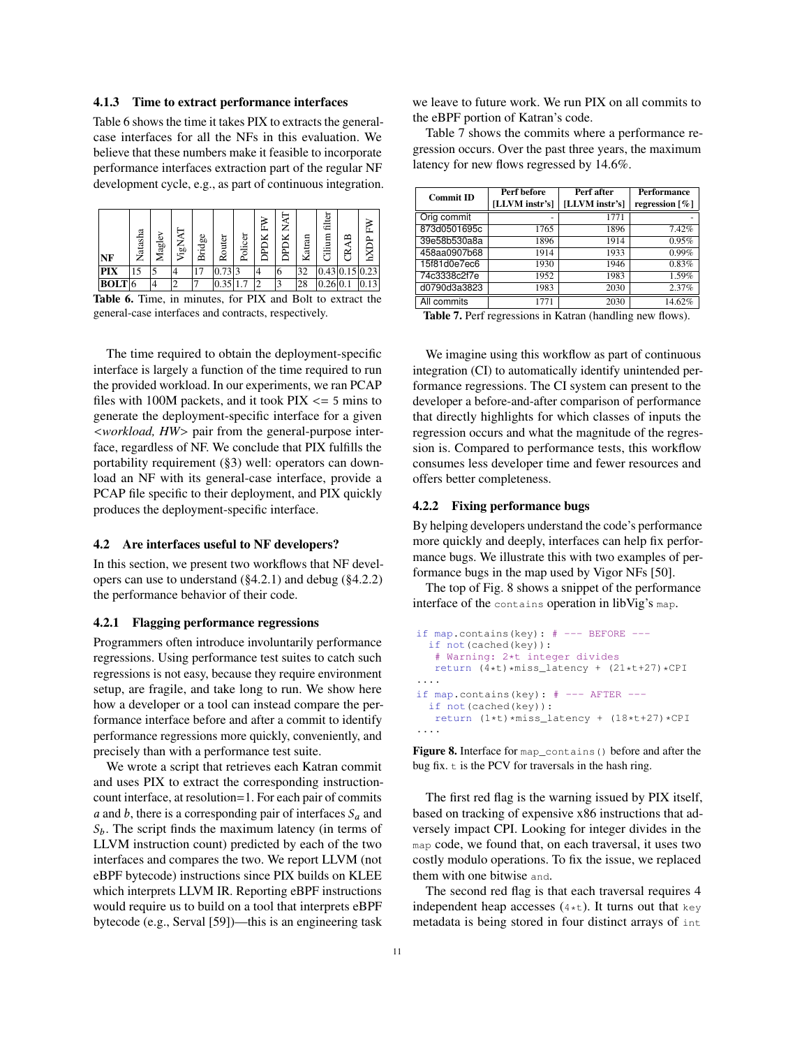#### 4.1.3 Time to extract performance interfaces

Table 6 shows the time it takes PIX to extracts the general-case interfaces for all the NFs in this evaluation. We believe that these numbers make it feasible to incorporate performance interfaces extraction part of the regular NF development cycle, e.g., as part of continuous integration.

| NF | Natasha | Maglev | VigNAT | Bridge | Router | Policer | DPDK FW | DPDK NAT | Katran | Cilium filter | CRAB | bXDP FW |
|---|---|---|---|---|---|---|---|---|---|---|---|---|
| **PIX** | 15 | 5 | 4 | 17 | 0.73 | 3 | 4 | 6 | 32 | 0.43 | 0.15 | 0.23 |
| **BOLT** | 6 | 4 | 2 | 7 | 0.35 | 1.7 | 2 | 3 | 28 | 0.26 | 0.1 | 0.13 |

**Table 6.** Time, in minutes, for PIX and Bolt to extract the general-case interfaces and contracts, respectively.

The time required to obtain the deployment-specific interface is largely a function of the time required to run the provided workload. In our experiments, we ran PCAP files with 100M packets, and it took PIX <= 5 mins to generate the deployment-specific interface for a given <*workload, HW*> pair from the general-purpose interface, regardless of NF. We conclude that PIX fulfills the portability requirement (§3) well: operators can download an NF with its general-case interface, provide a PCAP file specific to their deployment, and PIX quickly produces the deployment-specific interface.

### 4.2 Are interfaces useful to NF developers?

In this section, we present two workflows that NF developers can use to understand (§4.2.1) and debug (§4.2.2) the performance behavior of their code.

#### 4.2.1 Flagging performance regressions

Programmers often introduce involuntarily performance regressions. Using performance test suites to catch such regressions is not easy, because they require environment setup, are fragile, and take long to run. We show here how a developer or a tool can instead compare the performance interface before and after a commit to identify performance regressions more quickly, conveniently, and precisely than with a performance test suite.

We wrote a script that retrieves each Katran commit and uses PIX to extract the corresponding instruction-count interface, at resolution=1. For each pair of commits $a$ and $b$, there is a corresponding pair of interfaces $S_a$ and $S_b$. The script finds the maximum latency (in terms of LLVM instruction count) predicted by each of the two interfaces and compares the two. We report LLVM (not eBPF bytecode) instructions since PIX builds on KLEE which interprets LLVM IR. Reporting eBPF instructions would require us to build on a tool that interprets eBPF bytecode (e.g., Serval [59])—this is an engineering task we leave to future work. We run PIX on all commits to the eBPF portion of Katran's code.

Table 7 shows the commits where a performance regression occurs. Over the past three years, the maximum latency for new flows regressed by 14.6%.

| Commit ID | Perf before [LLVM instr's] | Perf after [LLVM instr's] | Performance regression [%] |
|---|---|---|---|
| Orig commit | - | 1771 | - |
| 873d0501695c | 1765 | 1896 | 7.42% |
| 39e58b530a8a | 1896 | 1914 | 0.95% |
| 458aa0907b68 | 1914 | 1933 | 0.99% |
| 15f81d0e7ec6 | 1930 | 1946 | 0.83% |
| 74c3338c2f7e | 1952 | 1983 | 1.59% |
| d0790d3a3823 | 1983 | 2030 | 2.37% |
| All commits | 1771 | 2030 | 14.62% |

**Table 7.** Perf regressions in Katran (handling new flows).

We imagine using this workflow as part of continuous integration (CI) to automatically identify unintended performance regressions. The CI system can present to the developer a before-and-after comparison of performance that directly highlights for which classes of inputs the regression occurs and what the magnitude of the regression is. Compared to performance tests, this workflow consumes less developer time and fewer resources and offers better completeness.

#### 4.2.2 Fixing performance bugs

By helping developers understand the code's performance more quickly and deeply, interfaces can help fix performance bugs. We illustrate this with two examples of performance bugs in the map used by Vigor NFs [50].

The top of Fig. 8 shows a snippet of the performance interface of the `contains` operation in libVig's `map`.

```
if map.contains(key): # --- BEFORE ---
  if not(cached(key)):
   # Warning: 2*t integer divides
   return (4*t)*miss_latency + (21*t+27)*CPI
....
if map.contains(key): # --- AFTER ---
  if not(cached(key)):
   return (1*t)*miss_latency + (18*t+27)*CPI
....
```

**Figure 8.** Interface for `map_contains()` before and after the bug fix. `t` is the PCV for traversals in the hash ring.

The first red flag is the warning issued by PIX itself, based on tracking of expensive x86 instructions that adversely impact CPI. Looking for integer divides in the `map` code, we found that, on each traversal, it uses two costly modulo operations. To fix the issue, we replaced them with one bitwise `and`.

The second red flag is that each traversal requires 4 independent heap accesses (`4*t`). It turns out that `key` metadata is being stored in four distinct arrays of `int`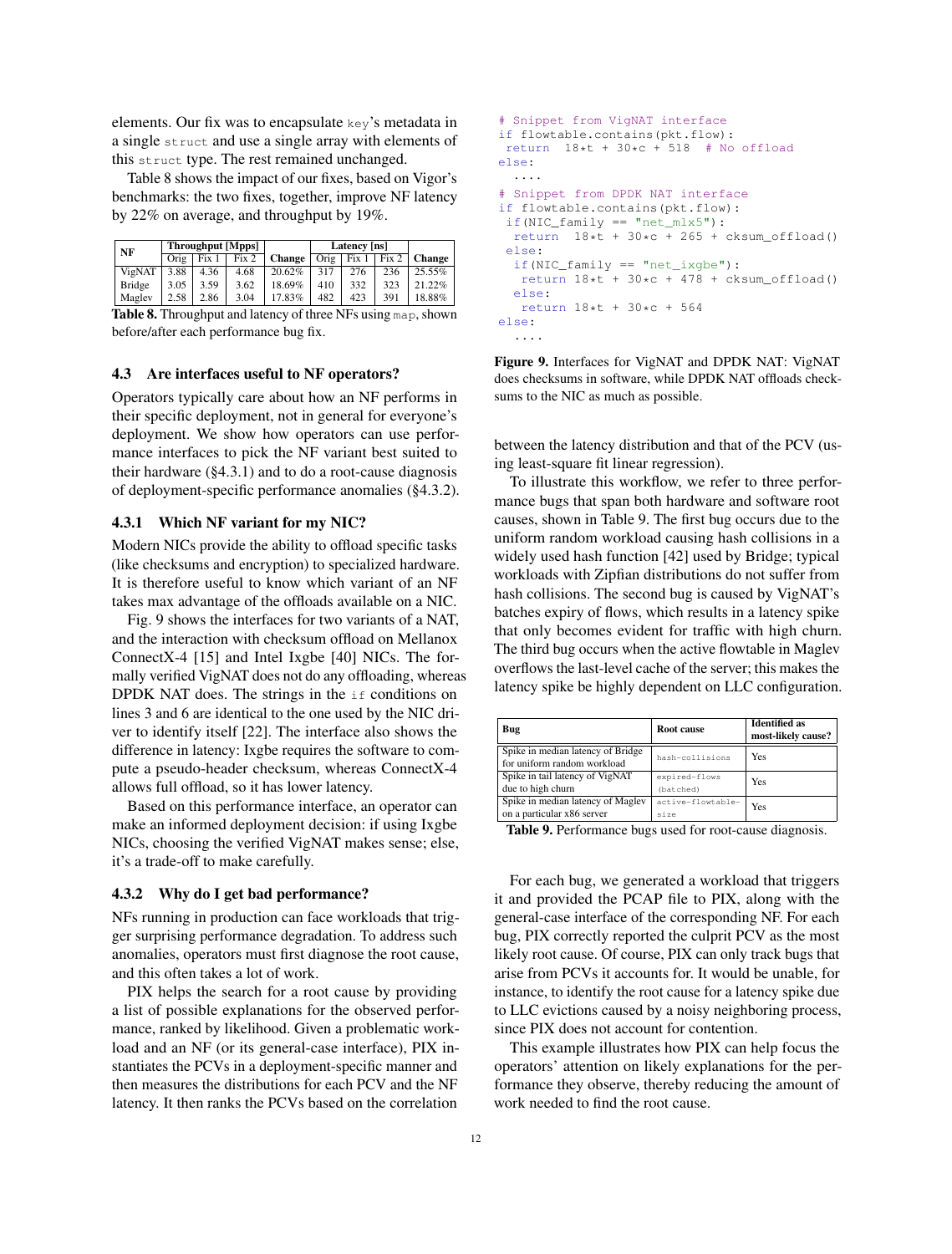elements. Our fix was to encapsulate `key`'s metadata in a single `struct` and use a single array with elements of this `struct` type. The rest remained unchanged.

Table 8 shows the impact of our fixes, based on Vigor's benchmarks: the two fixes, together, improve NF latency by 22% on average, and throughput by 19%.

| NF | Throughput [Mpps] | | | Change | Latency [ns] | | | Change |
|---|---|---|---|---|---|---|---|---|
| | Orig | Fix 1 | Fix 2 | | Orig | Fix 1 | Fix 2 | |
| VigNAT | 3.88 | 4.36 | 4.68 | 20.62% | 317 | 276 | 236 | 25.55% |
| Bridge | 3.05 | 3.59 | 3.62 | 18.69% | 410 | 332 | 323 | 21.22% |
| Maglev | 2.58 | 2.86 | 3.04 | 17.83% | 482 | 423 | 391 | 18.88% |

**Table 8.** Throughput and latency of three NFs using `map`, shown before/after each performance bug fix.

### 4.3 Are interfaces useful to NF operators?

Operators typically care about how an NF performs in their specific deployment, not in general for everyone's deployment. We show how operators can use performance interfaces to pick the NF variant best suited to their hardware (§4.3.1) and to do a root-cause diagnosis of deployment-specific performance anomalies (§4.3.2).

#### 4.3.1 Which NF variant for my NIC?

Modern NICs provide the ability to offload specific tasks (like checksums and encryption) to specialized hardware. It is therefore useful to know which variant of an NF takes max advantage of the offloads available on a NIC.

Fig. 9 shows the interfaces for two variants of a NAT, and the interaction with checksum offload on Mellanox ConnectX-4 [15] and Intel Ixgbe [40] NICs. The formally verified VigNAT does not do any offloading, whereas DPDK NAT does. The strings in the `if` conditions on lines 3 and 6 are identical to the one used by the NIC driver to identify itself [22]. The interface also shows the difference in latency: Ixgbe requires the software to compute a pseudo-header checksum, whereas ConnectX-4 allows full offload, so it has lower latency.

Based on this performance interface, an operator can make an informed deployment decision: if using Ixgbe NICs, choosing the verified VigNAT makes sense; else, it's a trade-off to make carefully.

```
# Snippet from VigNAT interface
if flowtable.contains(pkt.flow):
 return  18*t + 30*c + 518  # No offload
else:
  ....
# Snippet from DPDK NAT interface
if flowtable.contains(pkt.flow):
 if(NIC_family == "net_mlx5"):
  return  18*t + 30*c + 265 + cksum_offload()
 else:
  if(NIC_family == "net_ixgbe"):
   return 18*t + 30*c + 478 + cksum_offload()
  else:
   return 18*t + 30*c + 564
else:
  ....
```

**Figure 9.** Interfaces for VigNAT and DPDK NAT: VigNAT does checksums in software, while DPDK NAT offloads checksums to the NIC as much as possible.

#### 4.3.2 Why do I get bad performance?

NFs running in production can face workloads that trigger surprising performance degradation. To address such anomalies, operators must first diagnose the root cause, and this often takes a lot of work.

PIX helps the search for a root cause by providing a list of possible explanations for the observed performance, ranked by likelihood. Given a problematic workload and an NF (or its general-case interface), PIX instantiates the PCVs in a deployment-specific manner and then measures the distributions for each PCV and the NF latency. It then ranks the PCVs based on the correlation between the latency distribution and that of the PCV (using least-square fit linear regression).

To illustrate this workflow, we refer to three performance bugs that span both hardware and software root causes, shown in Table 9. The first bug occurs due to the uniform random workload causing hash collisions in a widely used hash function [42] used by Bridge; typical workloads with Zipfian distributions do not suffer from hash collisions. The second bug is caused by VigNAT's batches expiry of flows, which results in a latency spike that only becomes evident for traffic with high churn. The third bug occurs when the active flowtable in Maglev overflows the last-level cache of the server; this makes the latency spike be highly dependent on LLC configuration.

| Bug | Root cause | Identified as most-likely cause? |
|---|---|---|
| Spike in median latency of Bridge for uniform random workload | `hash-collisions` | Yes |
| Spike in tail latency of VigNAT due to high churn | `expired-flows (batched)` | Yes |
| Spike in median latency of Maglev on a particular x86 server | `active-flowtable-size` | Yes |

**Table 9.** Performance bugs used for root-cause diagnosis.

For each bug, we generated a workload that triggers it and provided the PCAP file to PIX, along with the general-case interface of the corresponding NF. For each bug, PIX correctly reported the culprit PCV as the most likely root cause. Of course, PIX can only track bugs that arise from PCVs it accounts for. It would be unable, for instance, to identify the root cause for a latency spike due to LLC evictions caused by a noisy neighboring process, since PIX does not account for contention.

This example illustrates how PIX can help focus the operators' attention on likely explanations for the performance they observe, thereby reducing the amount of work needed to find the root cause.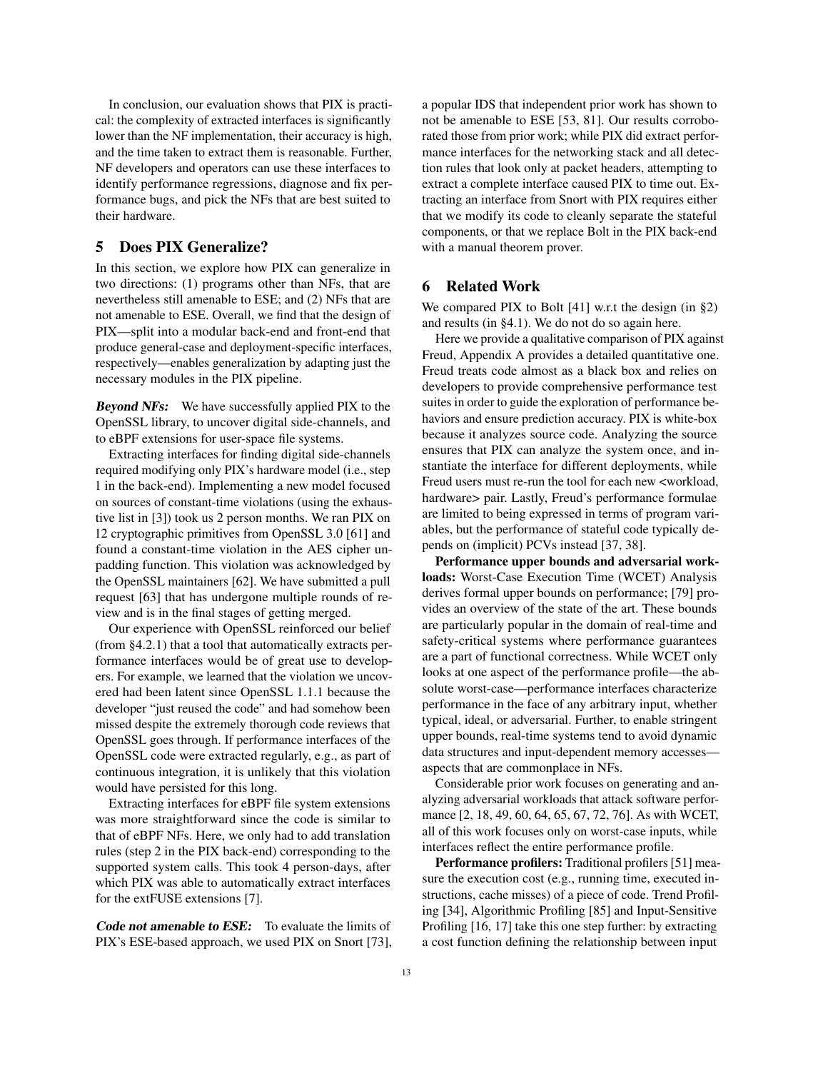In conclusion, our evaluation shows that PIX is practical: the complexity of extracted interfaces is significantly lower than the NF implementation, their accuracy is high, and the time taken to extract them is reasonable. Further, NF developers and operators can use these interfaces to identify performance regressions, diagnose and fix performance bugs, and pick the NFs that are best suited to their hardware.

## 5 Does PIX Generalize?

In this section, we explore how PIX can generalize in two directions: (1) programs other than NFs, that are nevertheless still amenable to ESE; and (2) NFs that are not amenable to ESE. Overall, we find that the design of PIX—split into a modular back-end and front-end that produce general-case and deployment-specific interfaces, respectively—enables generalization by adapting just the necessary modules in the PIX pipeline.

***Beyond NFs:*** We have successfully applied PIX to the OpenSSL library, to uncover digital side-channels, and to eBPF extensions for user-space file systems.

Extracting interfaces for finding digital side-channels required modifying only PIX's hardware model (i.e., step 1 in the back-end). Implementing a new model focused on sources of constant-time violations (using the exhaustive list in [3]) took us 2 person months. We ran PIX on 12 cryptographic primitives from OpenSSL 3.0 [61] and found a constant-time violation in the AES cipher unpadding function. This violation was acknowledged by the OpenSSL maintainers [62]. We have submitted a pull request [63] that has undergone multiple rounds of review and is in the final stages of getting merged.

Our experience with OpenSSL reinforced our belief (from §4.2.1) that a tool that automatically extracts performance interfaces would be of great use to developers. For example, we learned that the violation we uncovered had been latent since OpenSSL 1.1.1 because the developer "just reused the code" and had somehow been missed despite the extremely thorough code reviews that OpenSSL goes through. If performance interfaces of the OpenSSL code were extracted regularly, e.g., as part of continuous integration, it is unlikely that this violation would have persisted for this long.

Extracting interfaces for eBPF file system extensions was more straightforward since the code is similar to that of eBPF NFs. Here, we only had to add translation rules (step 2 in the PIX back-end) corresponding to the supported system calls. This took 4 person-days, after which PIX was able to automatically extract interfaces for the extFUSE extensions [7].

***Code not amenable to ESE:*** To evaluate the limits of PIX's ESE-based approach, we used PIX on Snort [73], a popular IDS that independent prior work has shown to not be amenable to ESE [53, 81]. Our results corroborated those from prior work; while PIX did extract performance interfaces for the networking stack and all detection rules that look only at packet headers, attempting to extract a complete interface caused PIX to time out. Extracting an interface from Snort with PIX requires either that we modify its code to cleanly separate the stateful components, or that we replace Bolt in the PIX back-end with a manual theorem prover.

## 6 Related Work

We compared PIX to Bolt [41] w.r.t the design (in §2) and results (in §4.1). We do not do so again here.

Here we provide a qualitative comparison of PIX against Freud, Appendix A provides a detailed quantitative one. Freud treats code almost as a black box and relies on developers to provide comprehensive performance test suites in order to guide the exploration of performance behaviors and ensure prediction accuracy. PIX is white-box because it analyzes source code. Analyzing the source ensures that PIX can analyze the system once, and instantiate the interface for different deployments, while Freud users must re-run the tool for each new <workload, hardware> pair. Lastly, Freud's performance formulae are limited to being expressed in terms of program variables, but the performance of stateful code typically depends on (implicit) PCVs instead [37, 38].

**Performance upper bounds and adversarial workloads:** Worst-Case Execution Time (WCET) Analysis derives formal upper bounds on performance; [79] provides an overview of the state of the art. These bounds are particularly popular in the domain of real-time and safety-critical systems where performance guarantees are a part of functional correctness. While WCET only looks at one aspect of the performance profile—the absolute worst-case—performance interfaces characterize performance in the face of any arbitrary input, whether typical, ideal, or adversarial. Further, to enable stringent upper bounds, real-time systems tend to avoid dynamic data structures and input-dependent memory accesses—aspects that are commonplace in NFs.

Considerable prior work focuses on generating and analyzing adversarial workloads that attack software performance [2, 18, 49, 60, 64, 65, 67, 72, 76]. As with WCET, all of this work focuses only on worst-case inputs, while interfaces reflect the entire performance profile.

**Performance profilers:** Traditional profilers [51] measure the execution cost (e.g., running time, executed instructions, cache misses) of a piece of code. Trend Profiling [34], Algorithmic Profiling [85] and Input-Sensitive Profiling [16, 17] take this one step further: by extracting a cost function defining the relationship between input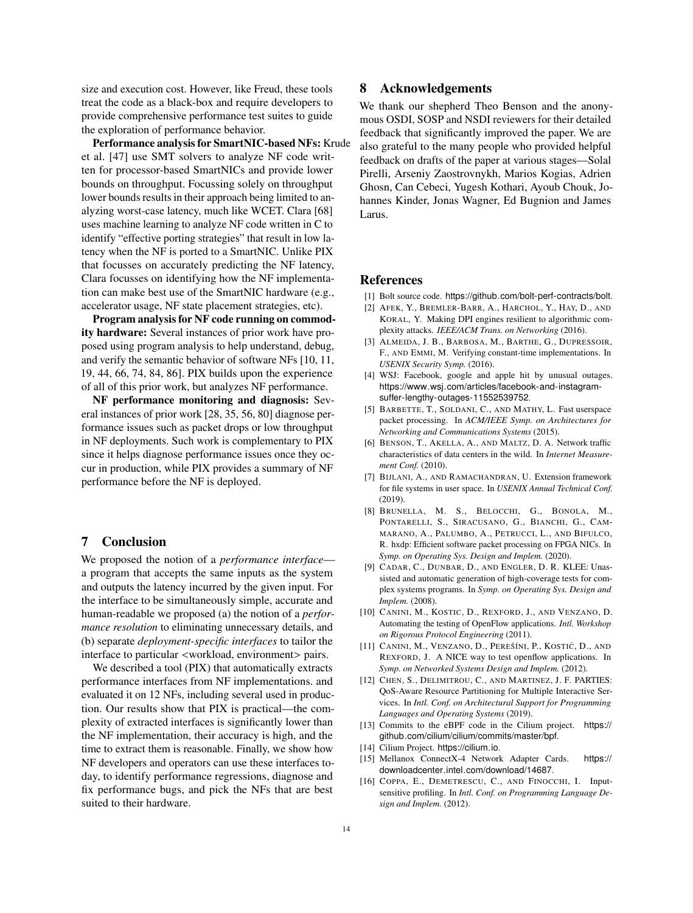size and execution cost. However, like Freud, these tools treat the code as a black-box and require developers to provide comprehensive performance test suites to guide the exploration of performance behavior.

**Performance analysis for SmartNIC-based NFs:** Krude et al. [47] use SMT solvers to analyze NF code written for processor-based SmartNICs and provide lower bounds on throughput. Focussing solely on throughput lower bounds results in their approach being limited to analyzing worst-case latency, much like WCET. Clara [68] uses machine learning to analyze NF code written in C to identify "effective porting strategies" that result in low latency when the NF is ported to a SmartNIC. Unlike PIX that focusses on accurately predicting the NF latency, Clara focusses on identifying how the NF implementation can make best use of the SmartNIC hardware (e.g., accelerator usage, NF state placement strategies, etc).

**Program analysis for NF code running on commodity hardware:** Several instances of prior work have proposed using program analysis to help understand, debug, and verify the semantic behavior of software NFs [10, 11, 19, 44, 66, 74, 84, 86]. PIX builds upon the experience of all of this prior work, but analyzes NF performance.

**NF performance monitoring and diagnosis:** Several instances of prior work [28, 35, 56, 80] diagnose performance issues such as packet drops or low throughput in NF deployments. Such work is complementary to PIX since it helps diagnose performance issues once they occur in production, while PIX provides a summary of NF performance before the NF is deployed.

## 7 Conclusion

We proposed the notion of a *performance interface*—a program that accepts the same inputs as the system and outputs the latency incurred by the given input. For the interface to be simultaneously simple, accurate and human-readable we proposed (a) the notion of a *performance resolution* to eliminating unnecessary details, and (b) separate *deployment-specific interfaces* to tailor the interface to particular <workload, environment> pairs.

We described a tool (PIX) that automatically extracts performance interfaces from NF implementations. and evaluated it on 12 NFs, including several used in production. Our results show that PIX is practical—the complexity of extracted interfaces is significantly lower than the NF implementation, their accuracy is high, and the time to extract them is reasonable. Finally, we show how NF developers and operators can use these interfaces today, to identify performance regressions, diagnose and fix performance bugs, and pick the NFs that are best suited to their hardware.

## 8 Acknowledgements

We thank our shepherd Theo Benson and the anonymous OSDI, SOSP and NSDI reviewers for their detailed feedback that significantly improved the paper. We are also grateful to the many people who provided helpful feedback on drafts of the paper at various stages—Solal Pirelli, Arseniy Zaostrovnykh, Marios Kogias, Adrien Ghosn, Can Cebeci, Yugesh Kothari, Ayoub Chouk, Johannes Kinder, Jonas Wagner, Ed Bugnion and James Larus.

## References

[1] Bolt source code. https://github.com/bolt-perf-contracts/bolt.

[2] Afek, Y., Bremler-Barr, A., Harchol, Y., Hay, D., and Koral, Y. Making DPI engines resilient to algorithmic complexity attacks. *IEEE/ACM Trans. on Networking* (2016).

[3] Almeida, J. B., Barbosa, M., Barthe, G., Dupressoir, F., and Emmi, M. Verifying constant-time implementations. In *USENIX Security Symp.* (2016).

[4] WSJ: Facebook, google and apple hit by unusual outages. https://www.wsj.com/articles/facebook-and-instagram-suffer-lengthy-outages-11552539752.

[5] Barbette, T., Soldani, C., and Mathy, L. Fast userspace packet processing. In *ACM/IEEE Symp. on Architectures for Networking and Communications Systems* (2015).

[6] Benson, T., Akella, A., and Maltz, D. A. Network traffic characteristics of data centers in the wild. In *Internet Measurement Conf.* (2010).

[7] Bijlani, A., and Ramachandran, U. Extension framework for file systems in user space. In *USENIX Annual Technical Conf.* (2019).

[8] Brunella, M. S., Belocchi, G., Bonola, M., Pontarelli, S., Siracusano, G., Bianchi, G., Cammarano, A., Palumbo, A., Petrucci, L., and Bifulco, R. hxdp: Efficient software packet processing on FPGA NICs. In *Symp. on Operating Sys. Design and Implem.* (2020).

[9] Cadar, C., Dunbar, D., and Engler, D. R. KLEE: Unassisted and automatic generation of high-coverage tests for complex systems programs. In *Symp. on Operating Sys. Design and Implem.* (2008).

[10] Canini, M., Kostic, D., Rexford, J., and Venzano, D. Automating the testing of OpenFlow applications. *Intl. Workshop on Rigorous Protocol Engineering* (2011).

[11] Canini, M., Venzano, D., Perešíni, P., Kostić, D., and Rexford, J. A NICE way to test openflow applications. In *Symp. on Networked Systems Design and Implem.* (2012).

[12] Chen, S., Delimitrou, C., and Martinez, J. F. PARTIES: QoS-Aware Resource Partitioning for Multiple Interactive Services. In *Intl. Conf. on Architectural Support for Programming Languages and Operating Systems* (2019).

[13] Commits to the eBPF code in the Cilium project. https://github.com/cilium/cilium/commits/master/bpf.

[14] Cilium Project. https://cilium.io.

[15] Mellanox ConnectX-4 Network Adapter Cards. https://downloadcenter.intel.com/download/14687.

[16] Coppa, E., Demetrescu, C., and Finocchi, I. Input-sensitive profiling. In *Intl. Conf. on Programming Language Design and Implem.* (2012).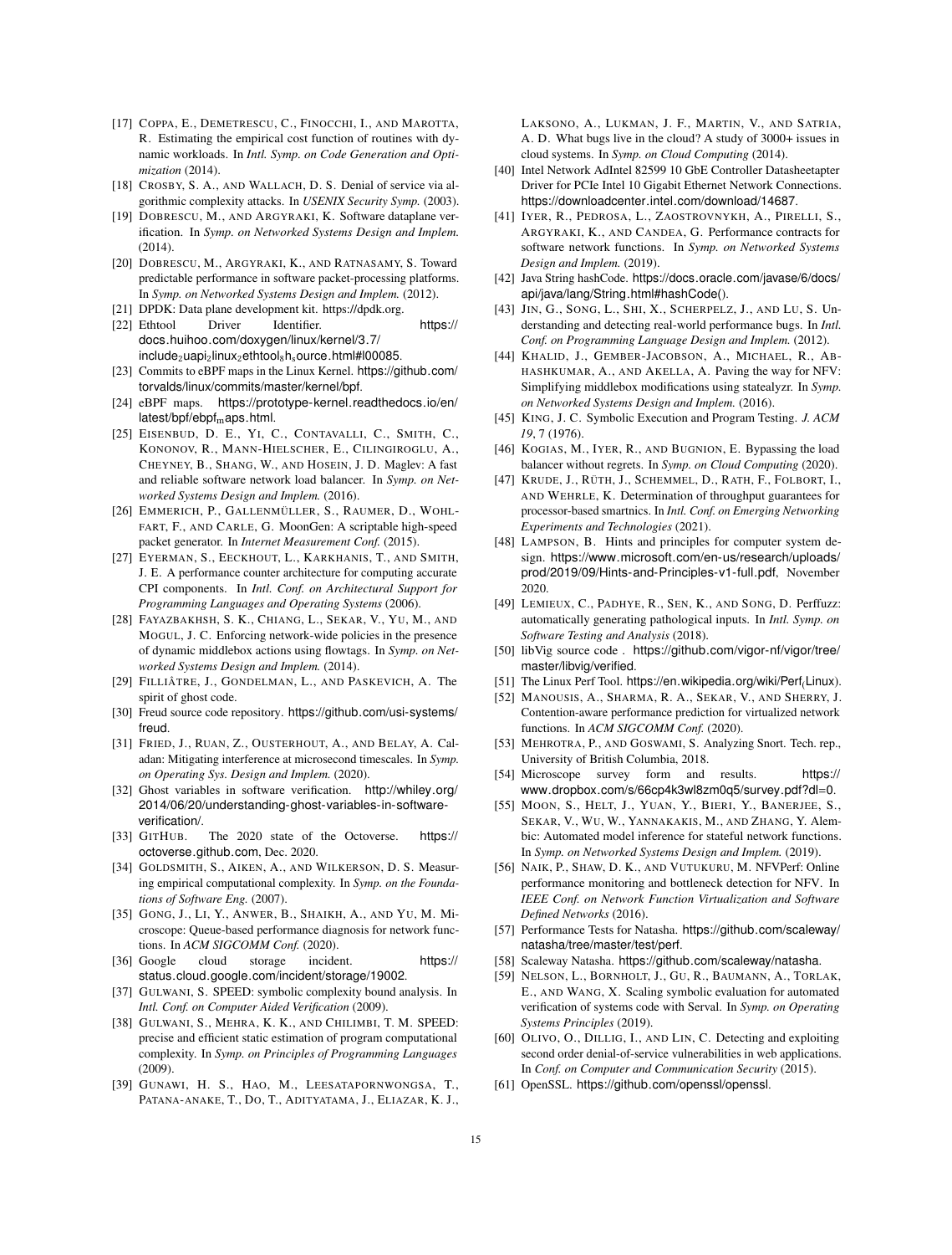[17] Coppa, E., Demetrescu, C., Finocchi, I., and Marotta, R. Estimating the empirical cost function of routines with dynamic workloads. In *Intl. Symp. on Code Generation and Optimization* (2014).

[18] Crosby, S. A., and Wallach, D. S. Denial of service via algorithmic complexity attacks. In *USENIX Security Symp.* (2003).

[19] Dobrescu, M., and Argyraki, K. Software dataplane verification. In *Symp. on Networked Systems Design and Implem.* (2014).

[20] Dobrescu, M., Argyraki, K., and Ratnasamy, S. Toward predictable performance in software packet-processing platforms. In *Symp. on Networked Systems Design and Implem.* (2012).

[21] DPDK: Data plane development kit. https://dpdk.org.

[22] Ethtool Driver Identifier. https://docs.huihoo.com/doxygen/linux/kernel/3.7/include$_2$uapi$_2$linux$_2$ethtool$_8$h$_s$ource.html#l00085.

[23] Commits to eBPF maps in the Linux Kernel. https://github.com/torvalds/linux/commits/master/kernel/bpf.

[24] eBPF maps. https://prototype-kernel.readthedocs.io/en/latest/bpf/ebpf$_m$aps.html.

[25] Eisenbud, D. E., Yi, C., Contavalli, C., Smith, C., Kononov, R., Mann-Hielscher, E., Cilingiroglu, A., Cheyney, B., Shang, W., and Hosein, J. D. Maglev: A fast and reliable software network load balancer. In *Symp. on Networked Systems Design and Implem.* (2016).

[26] Emmerich, P., Gallenmüller, S., Raumer, D., Wohlfart, F., and Carle, G. MoonGen: A scriptable high-speed packet generator. In *Internet Measurement Conf.* (2015).

[27] Eyerman, S., Eeckhout, L., Karkhanis, T., and Smith, J. E. A performance counter architecture for computing accurate CPI components. In *Intl. Conf. on Architectural Support for Programming Languages and Operating Systems* (2006).

[28] Fayazbakhsh, S. K., Chiang, L., Sekar, V., Yu, M., and Mogul, J. C. Enforcing network-wide policies in the presence of dynamic middlebox actions using flowtags. In *Symp. on Networked Systems Design and Implem.* (2014).

[29] Filliâtre, J., Gondelman, L., and Paskevich, A. The spirit of ghost code.

[30] Freud source code repository. https://github.com/usi-systems/freud.

[31] Fried, J., Ruan, Z., Ousterhout, A., and Belay, A. Caladan: Mitigating interference at microsecond timescales. In *Symp. on Operating Sys. Design and Implem.* (2020).

[32] Ghost variables in software verification. http://whiley.org/2014/06/20/understanding-ghost-variables-in-software-verification/.

[33] GitHub. The 2020 state of the Octoverse. https://octoverse.github.com, Dec. 2020.

[34] Goldsmith, S., Aiken, A., and Wilkerson, D. S. Measuring empirical computational complexity. In *Symp. on the Foundations of Software Eng.* (2007).

[35] Gong, J., Li, Y., Anwer, B., Shaikh, A., and Yu, M. Microscope: Queue-based performance diagnosis for network functions. In *ACM SIGCOMM Conf.* (2020).

[36] Google cloud storage incident. https://status.cloud.google.com/incident/storage/19002.

[37] Gulwani, S. SPEED: symbolic complexity bound analysis. In *Intl. Conf. on Computer Aided Verification* (2009).

[38] Gulwani, S., Mehra, K. K., and Chilimbi, T. M. SPEED: precise and efficient static estimation of program computational complexity. In *Symp. on Principles of Programming Languages* (2009).

[39] Gunawi, H. S., Hao, M., Leesatapornwongsa, T., Patana-anake, T., Do, T., Adityatama, J., Eliazar, K. J., Laksono, A., Lukman, J. F., Martin, V., and Satria, A. D. What bugs live in the cloud? A study of 3000+ issues in cloud systems. In *Symp. on Cloud Computing* (2014).

[40] Intel Network AdIntel 82599 10 GbE Controller Datasheetapter Driver for PCIe Intel 10 Gigabit Ethernet Network Connections. https://downloadcenter.intel.com/download/14687.

[41] Iyer, R., Pedrosa, L., Zaostrovnykh, A., Pirelli, S., Argyraki, K., and Candea, G. Performance contracts for software network functions. In *Symp. on Networked Systems Design and Implem.* (2019).

[42] Java String hashCode. https://docs.oracle.com/javase/6/docs/api/java/lang/String.html#hashCode().

[43] Jin, G., Song, L., Shi, X., Scherpelz, J., and Lu, S. Understanding and detecting real-world performance bugs. In *Intl. Conf. on Programming Language Design and Implem.* (2012).

[44] Khalid, J., Gember-Jacobson, A., Michael, R., Abhashkumar, A., and Akella, A. Paving the way for NFV: Simplifying middlebox modifications using statealyzr. In *Symp. on Networked Systems Design and Implem.* (2016).

[45] King, J. C. Symbolic Execution and Program Testing. *J. ACM 19*, 7 (1976).

[46] Kogias, M., Iyer, R., and Bugnion, E. Bypassing the load balancer without regrets. In *Symp. on Cloud Computing* (2020).

[47] Krude, J., Rüth, J., Schemmel, D., Rath, F., Folbort, I., and Wehrle, K. Determination of throughput guarantees for processor-based smartnics. In *Intl. Conf. on Emerging Networking Experiments and Technologies* (2021).

[48] Lampson, B. Hints and principles for computer system design. https://www.microsoft.com/en-us/research/uploads/prod/2019/09/Hints-and-Principles-v1-full.pdf, November 2020.

[49] Lemieux, C., Padhye, R., Sen, K., and Song, D. Perffuzz: automatically generating pathological inputs. In *Intl. Symp. on Software Testing and Analysis* (2018).

[50] libVig source code . https://github.com/vigor-nf/vigor/tree/master/libvig/verified.

[51] The Linux Perf Tool. https://en.wikipedia.org/wiki/Perf$_($Linux).

[52] Manousis, A., Sharma, R. A., Sekar, V., and Sherry, J. Contention-aware performance prediction for virtualized network functions. In *ACM SIGCOMM Conf.* (2020).

[53] Mehrotra, P., and Goswami, S. Analyzing Snort. Tech. rep., University of British Columbia, 2018.

[54] Microscope survey form and results. https://www.dropbox.com/s/66cp4k3wl8zm0q5/survey.pdf?dl=0.

[55] Moon, S., Helt, J., Yuan, Y., Bieri, Y., Banerjee, S., Sekar, V., Wu, W., Yannakakis, M., and Zhang, Y. Alembic: Automated model inference for stateful network functions. In *Symp. on Networked Systems Design and Implem.* (2019).

[56] Naik, P., Shaw, D. K., and Vutukuru, M. NFVPerf: Online performance monitoring and bottleneck detection for NFV. In *IEEE Conf. on Network Function Virtualization and Software Defined Networks* (2016).

[57] Performance Tests for Natasha. https://github.com/scaleway/natasha/tree/master/test/perf.

[58] Scaleway Natasha. https://github.com/scaleway/natasha.

[59] Nelson, L., Bornholt, J., Gu, R., Baumann, A., Torlak, E., and Wang, X. Scaling symbolic evaluation for automated verification of systems code with Serval. In *Symp. on Operating Systems Principles* (2019).

[60] Olivo, O., Dillig, I., and Lin, C. Detecting and exploiting second order denial-of-service vulnerabilities in web applications. In *Conf. on Computer and Communication Security* (2015).

[61] OpenSSL. https://github.com/openssl/openssl.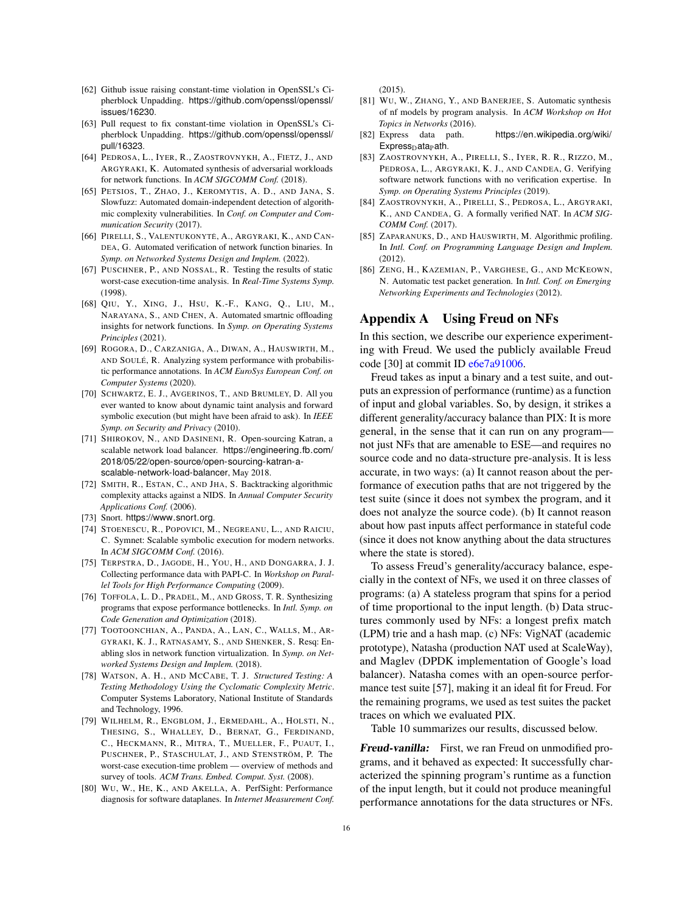[62] Github issue raising constant-time violation in OpenSSL's Cipherblock Unpadding. https://github.com/openssl/openssl/issues/16230.

[63] Pull request to fix constant-time violation in OpenSSL's Cipherblock Unpadding. https://github.com/openssl/openssl/pull/16323.

[64] Pedrosa, L., Iyer, R., Zaostrovnykh, A., Fietz, J., and Argyraki, K. Automated synthesis of adversarial workloads for network functions. In *ACM SIGCOMM Conf.* (2018).

[65] Petsios, T., Zhao, J., Keromytis, A. D., and Jana, S. Slowfuzz: Automated domain-independent detection of algorithmic complexity vulnerabilities. In *Conf. on Computer and Communication Security* (2017).

[66] Pirelli, S., Valentukonytė, A., Argyraki, K., and Candea, G. Automated verification of network function binaries. In *Symp. on Networked Systems Design and Implem.* (2022).

[67] Puschner, P., and Nossal, R. Testing the results of static worst-case execution-time analysis. In *Real-Time Systems Symp.* (1998).

[68] Qiu, Y., Xing, J., Hsu, K.-F., Kang, Q., Liu, M., Narayana, S., and Chen, A. Automated smartnic offloading insights for network functions. In *Symp. on Operating Systems Principles* (2021).

[69] Rogora, D., Carzaniga, A., Diwan, A., Hauswirth, M., and Soulé, R. Analyzing system performance with probabilistic performance annotations. In *ACM EuroSys European Conf. on Computer Systems* (2020).

[70] Schwartz, E. J., Avgerinos, T., and Brumley, D. All you ever wanted to know about dynamic taint analysis and forward symbolic execution (but might have been afraid to ask). In *IEEE Symp. on Security and Privacy* (2010).

[71] Shirokov, N., and Dasineni, R. Open-sourcing Katran, a scalable network load balancer. https://engineering.fb.com/2018/05/22/open-source/open-sourcing-katran-a-scalable-network-load-balancer, May 2018.

[72] Smith, R., Estan, C., and Jha, S. Backtracking algorithmic complexity attacks against a NIDS. In *Annual Computer Security Applications Conf.* (2006).

[73] Snort. https://www.snort.org.

[74] Stoenescu, R., Popovici, M., Negreanu, L., and Raiciu, C. Symnet: Scalable symbolic execution for modern networks. In *ACM SIGCOMM Conf.* (2016).

[75] Terpstra, D., Jagode, H., You, H., and Dongarra, J. J. Collecting performance data with PAPI-C. In *Workshop on Parallel Tools for High Performance Computing* (2009).

[76] Toffola, L. D., Pradel, M., and Gross, T. R. Synthesizing programs that expose performance bottlenecks. In *Intl. Symp. on Code Generation and Optimization* (2018).

[77] Tootoonchian, A., Panda, A., Lan, C., Walls, M., Argyraki, K. J., Ratnasamy, S., and Shenker, S. Resq: Enabling slos in network function virtualization. In *Symp. on Networked Systems Design and Implem.* (2018).

[78] Watson, A. H., and McCabe, T. J. *Structured Testing: A Testing Methodology Using the Cyclomatic Complexity Metric*. Computer Systems Laboratory, National Institute of Standards and Technology, 1996.

[79] Wilhelm, R., Engblom, J., Ermedahl, A., Holsti, N., Thesing, S., Whalley, D., Bernat, G., Ferdinand, C., Heckmann, R., Mitra, T., Mueller, F., Puaut, I., Puschner, P., Staschulat, J., and Stenström, P. The worst-case execution-time problem — overview of methods and survey of tools. *ACM Trans. Embed. Comput. Syst.* (2008).

[80] Wu, W., He, K., and Akella, A. PerfSight: Performance diagnosis for software dataplanes. In *Internet Measurement Conf.* (2015).

[81] Wu, W., Zhang, Y., and Banerjee, S. Automatic synthesis of nf models by program analysis. In *ACM Workshop on Hot Topics in Networks* (2016).

[82] Express data path. https://en.wikipedia.org/wiki/Express_Data_Path.

[83] Zaostrovnykh, A., Pirelli, S., Iyer, R. R., Rizzo, M., Pedrosa, L., Argyraki, K. J., and Candea, G. Verifying software network functions with no verification expertise. In *Symp. on Operating Systems Principles* (2019).

[84] Zaostrovnykh, A., Pirelli, S., Pedrosa, L., Argyraki, K., and Candea, G. A formally verified NAT. In *ACM SIGCOMM Conf.* (2017).

[85] Zaparanuks, D., and Hauswirth, M. Algorithmic profiling. In *Intl. Conf. on Programming Language Design and Implem.* (2012).

[86] Zeng, H., Kazemian, P., Varghese, G., and McKeown, N. Automatic test packet generation. In *Intl. Conf. on Emerging Networking Experiments and Technologies* (2012).

# Appendix A Using Freud on NFs

In this section, we describe our experience experimenting with Freud. We used the publicly available Freud code [30] at commit ID e6e7a91006.

Freud takes as input a binary and a test suite, and outputs an expression of performance (runtime) as a function of input and global variables. So, by design, it strikes a different generality/accuracy balance than PIX: It is more general, in the sense that it can run on any program—not just NFs that are amenable to ESE—and requires no source code and no data-structure pre-analysis. It is less accurate, in two ways: (a) It cannot reason about the performance of execution paths that are not triggered by the test suite (since it does not symbex the program, and it does not analyze the source code). (b) It cannot reason about how past inputs affect performance in stateful code (since it does not know anything about the data structures where the state is stored).

To assess Freud's generality/accuracy balance, especially in the context of NFs, we used it on three classes of programs: (a) A stateless program that spins for a period of time proportional to the input length. (b) Data structures commonly used by NFs: a longest prefix match (LPM) trie and a hash map. (c) NFs: VigNAT (academic prototype), Natasha (production NAT used at ScaleWay), and Maglev (DPDK implementation of Google's load balancer). Natasha comes with an open-source performance test suite [57], making it an ideal fit for Freud. For the remaining programs, we used as test suites the packet traces on which we evaluated PIX.

Table 10 summarizes our results, discussed below.

***Freud-vanilla:*** First, we ran Freud on unmodified programs, and it behaved as expected: It successfully characterized the spinning program's runtime as a function of the input length, but it could not produce meaningful performance annotations for the data structures or NFs.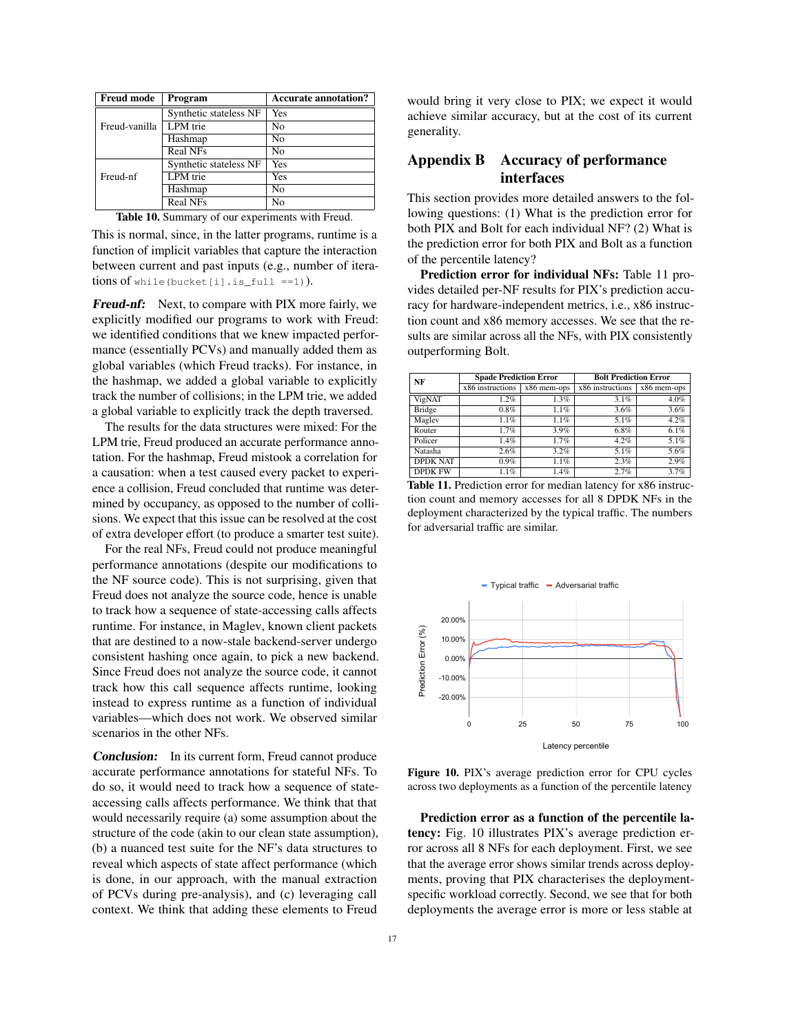| Freud mode | Program | Accurate annotation? |
|---|---|---|
| Freud-vanilla | Synthetic stateless NF | Yes |
| | LPM trie | No |
| | Hashmap | No |
| | Real NFs | No |
| Freud-nf | Synthetic stateless NF | Yes |
| | LPM trie | Yes |
| | Hashmap | No |
| | Real NFs | No |

**Table 10.** Summary of our experiments with Freud.

This is normal, since, in the latter programs, runtime is a function of implicit variables that capture the interaction between current and past inputs (e.g., number of iterations of `while(bucket[i].is_full ==1)`).

***Freud-nf:*** Next, to compare with PIX more fairly, we explicitly modified our programs to work with Freud: we identified conditions that we knew impacted performance (essentially PCVs) and manually added them as global variables (which Freud tracks). For instance, in the hashmap, we added a global variable to explicitly track the number of collisions; in the LPM trie, we added a global variable to explicitly track the depth traversed.

The results for the data structures were mixed: For the LPM trie, Freud produced an accurate performance annotation. For the hashmap, Freud mistook a correlation for a causation: when a test caused every packet to experience a collision, Freud concluded that runtime was determined by occupancy, as opposed to the number of collisions. We expect that this issue can be resolved at the cost of extra developer effort (to produce a smarter test suite).

For the real NFs, Freud could not produce meaningful performance annotations (despite our modifications to the NF source code). This is not surprising, given that Freud does not analyze the source code, hence is unable to track how a sequence of state-accessing calls affects runtime. For instance, in Maglev, known client packets that are destined to a now-stale backend-server undergo consistent hashing once again, to pick a new backend. Since Freud does not analyze the source code, it cannot track how this call sequence affects runtime, looking instead to express runtime as a function of individual variables—which does not work. We observed similar scenarios in the other NFs.

***Conclusion:*** In its current form, Freud cannot produce accurate performance annotations for stateful NFs. To do so, it would need to track how a sequence of state-accessing calls affects performance. We think that that would necessarily require (a) some assumption about the structure of the code (akin to our clean state assumption), (b) a nuanced test suite for the NF's data structures to reveal which aspects of state affect performance (which is done, in our approach, with the manual extraction of PCVs during pre-analysis), and (c) leveraging call context. We think that adding these elements to Freud would bring it very close to PIX; we expect it would achieve similar accuracy, but at the cost of its current generality.

# Appendix B Accuracy of performance interfaces

This section provides more detailed answers to the following questions: (1) What is the prediction error for both PIX and Bolt for each individual NF? (2) What is the prediction error for both PIX and Bolt as a function of the percentile latency?

**Prediction error for individual NFs:** Table 11 provides detailed per-NF results for PIX's prediction accuracy for hardware-independent metrics, i.e., x86 instruction count and x86 memory accesses. We see that the results are similar across all the NFs, with PIX consistently outperforming Bolt.

| NF | Spade Prediction Error | | Bolt Prediction Error | |
|---|---|---|---|---|
| | x86 instructions | x86 mem-ops | x86 instructions | x86 mem-ops |
| VigNAT | 1.2% | 1.3% | 3.1% | 4.0% |
| Bridge | 0.8% | 1.1% | 3.6% | 3.6% |
| Maglev | 1.1% | 1.1% | 5.1% | 4.2% |
| Router | 1.7% | 3.9% | 6.8% | 6.1% |
| Policer | 1.4% | 1.7% | 4.2% | 5.1% |
| Natasha | 2.6% | 3.2% | 5.1% | 5.6% |
| DPDK NAT | 0.9% | 1.1% | 2.3% | 2.9% |
| DPDK FW | 1.1% | 1.4% | 2.7% | 3.7% |

**Table 11.** Prediction error for median latency for x86 instruction count and memory accesses for all 8 DPDK NFs in the deployment characterized by the typical traffic. The numbers for adversarial traffic are similar.

**Figure 10.** PIX's average prediction error for CPU cycles across two deployments as a function of the percentile latency

**Prediction error as a function of the percentile latency:** Fig. 10 illustrates PIX's average prediction error across all 8 NFs for each deployment. First, we see that the average error shows similar trends across deployments, proving that PIX characterises the deployment-specific workload correctly. Second, we see that for both deployments the average error is more or less stable at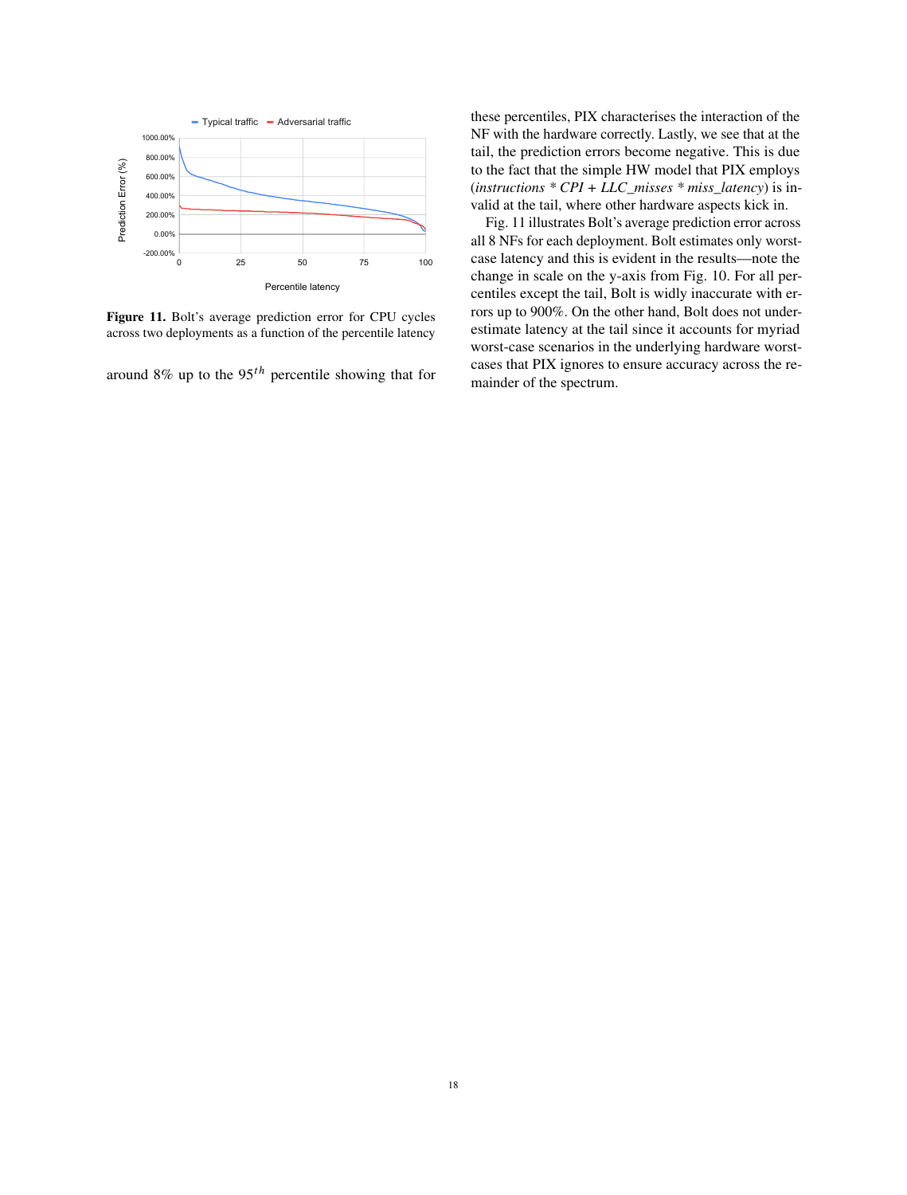Typical traffic
Adversarial traffic

1000.00%
800.00%
600.00%
400.00%
200.00%
0.00%
-200.00%

Prediction Error (%)

0
25
50
75
100

Percentile latency

**Figure 11.** Bolt's average prediction error for CPU cycles across two deployments as a function of the percentile latency

around 8% up to the $95^{th}$ percentile showing that for these percentiles, PIX characterises the interaction of the NF with the hardware correctly. Lastly, we see that at the tail, the prediction errors become negative. This is due to the fact that the simple HW model that PIX employs (*instructions * CPI + LLC_misses * miss_latency*) is invalid at the tail, where other hardware aspects kick in.

Fig. 11 illustrates Bolt's average prediction error across all 8 NFs for each deployment. Bolt estimates only worst-case latency and this is evident in the results—note the change in scale on the y-axis from Fig. 10. For all percentiles except the tail, Bolt is widly inaccurate with errors up to 900%. On the other hand, Bolt does not underestimate latency at the tail since it accounts for myriad worst-case scenarios in the underlying hardware worst-cases that PIX ignores to ensure accuracy across the remainder of the spectrum.